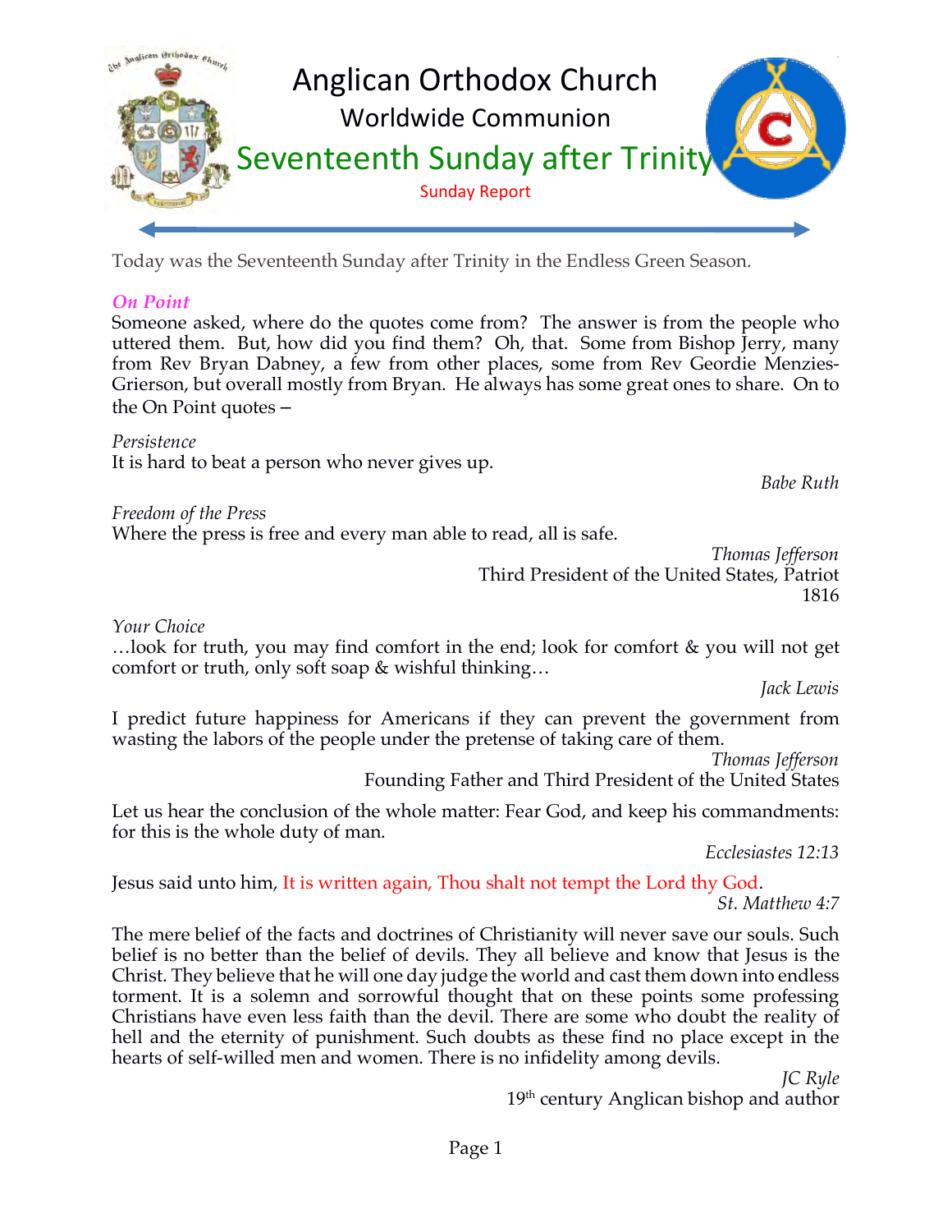# Anglican Orthodox Church

## Worldwide Communion

## Seventeenth Sunday after Trinity

Sunday Report

Today was the Seventeenth Sunday after Trinity in the Endless Green Season.

### *On Point*

Someone asked, where do the quotes come from? The answer is from the people who uttered them. But, how did you find them? Oh, that. Some from Bishop Jerry, many from Rev Bryan Dabney, a few from other places, some from Rev Geordie Menzies-Grierson, but overall mostly from Bryan. He always has some great ones to share. On to the On Point quotes –

*Persistence*
It is hard to beat a person who never gives up.

*Babe Ruth*

*Freedom of the Press*
Where the press is free and every man able to read, all is safe.

*Thomas Jefferson*
Third President of the United States, Patriot
1816

*Your Choice*
…look for truth, you may find comfort in the end; look for comfort & you will not get comfort or truth, only soft soap & wishful thinking…

*Jack Lewis*

I predict future happiness for Americans if they can prevent the government from wasting the labors of the people under the pretense of taking care of them.

*Thomas Jefferson*
Founding Father and Third President of the United States

Let us hear the conclusion of the whole matter: Fear God, and keep his commandments: for this is the whole duty of man.

*Ecclesiastes 12:13*

Jesus said unto him, It is written again, Thou shalt not tempt the Lord thy God.

*St. Matthew 4:7*

The mere belief of the facts and doctrines of Christianity will never save our souls. Such belief is no better than the belief of devils. They all believe and know that Jesus is the Christ. They believe that he will one day judge the world and cast them down into endless torment. It is a solemn and sorrowful thought that on these points some professing Christians have even less faith than the devil. There are some who doubt the reality of hell and the eternity of punishment. Such doubts as these find no place except in the hearts of self-willed men and women. There is no infidelity among devils.

*JC Ryle*
19th century Anglican bishop and author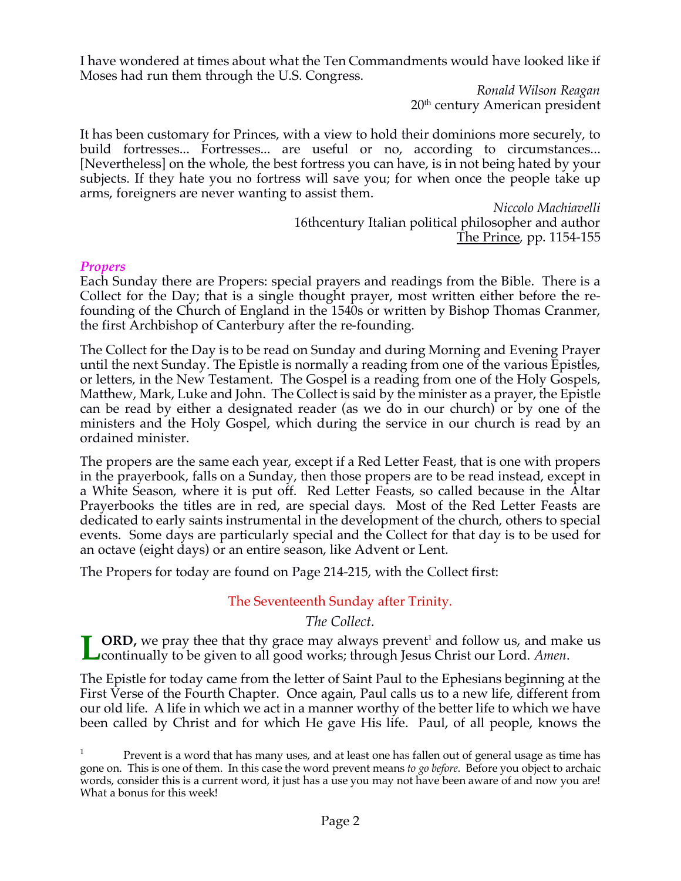I have wondered at times about what the Ten Commandments would have looked like if Moses had run them through the U.S. Congress.

*Ronald Wilson Reagan*
20th century American president

It has been customary for Princes, with a view to hold their dominions more securely, to build fortresses... Fortresses... are useful or no, according to circumstances... [Nevertheless] on the whole, the best fortress you can have, is in not being hated by your subjects. If they hate you no fortress will save you; for when once the people take up arms, foreigners are never wanting to assist them.

*Niccolo Machiavelli*
16thcentury Italian political philosopher and author
The Prince, pp. 1154-155

### *Propers*

Each Sunday there are Propers: special prayers and readings from the Bible. There is a Collect for the Day; that is a single thought prayer, most written either before the re-founding of the Church of England in the 1540s or written by Bishop Thomas Cranmer, the first Archbishop of Canterbury after the re-founding.

The Collect for the Day is to be read on Sunday and during Morning and Evening Prayer until the next Sunday. The Epistle is normally a reading from one of the various Epistles, or letters, in the New Testament. The Gospel is a reading from one of the Holy Gospels, Matthew, Mark, Luke and John. The Collect is said by the minister as a prayer, the Epistle can be read by either a designated reader (as we do in our church) or by one of the ministers and the Holy Gospel, which during the service in our church is read by an ordained minister.

The propers are the same each year, except if a Red Letter Feast, that is one with propers in the prayerbook, falls on a Sunday, then those propers are to be read instead, except in a White Season, where it is put off. Red Letter Feasts, so called because in the Altar Prayerbooks the titles are in red, are special days. Most of the Red Letter Feasts are dedicated to early saints instrumental in the development of the church, others to special events. Some days are particularly special and the Collect for that day is to be used for an octave (eight days) or an entire season, like Advent or Lent.

The Propers for today are found on Page 214-215, with the Collect first:

The Seventeenth Sunday after Trinity.

*The Collect.*

**LORD,** we pray thee that thy grace may always prevent[1] and follow us, and make us continually to be given to all good works; through Jesus Christ our Lord. *Amen*.

The Epistle for today came from the letter of Saint Paul to the Ephesians beginning at the First Verse of the Fourth Chapter. Once again, Paul calls us to a new life, different from our old life. A life in which we act in a manner worthy of the better life to which we have been called by Christ and for which He gave His life. Paul, of all people, knows the

[1] Prevent is a word that has many uses, and at least one has fallen out of general usage as time has gone on. This is one of them. In this case the word prevent means *to go before*. Before you object to archaic words, consider this is a current word, it just has a use you may not have been aware of and now you are! What a bonus for this week!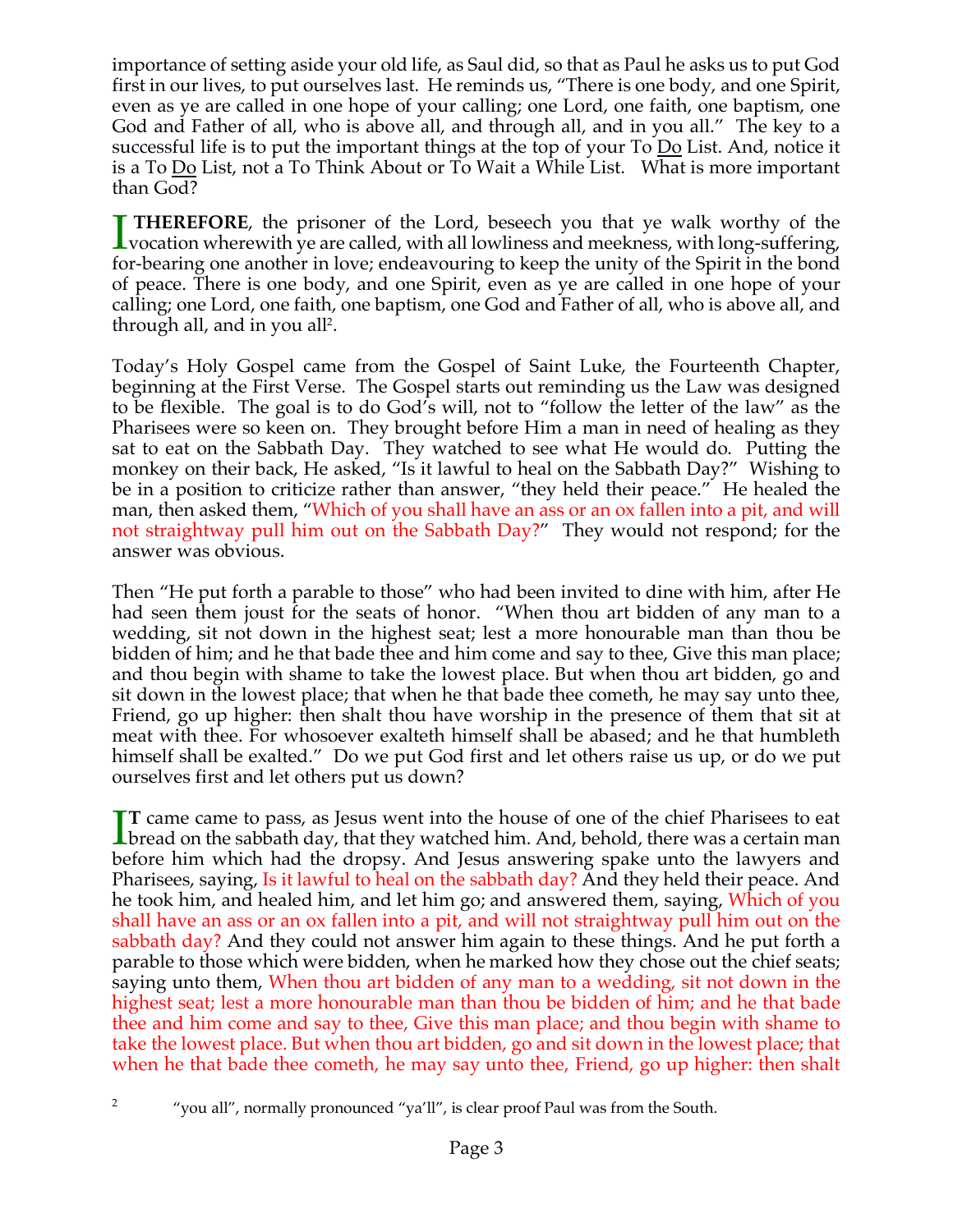importance of setting aside your old life, as Saul did, so that as Paul he asks us to put God first in our lives, to put ourselves last. He reminds us, "There is one body, and one Spirit, even as ye are called in one hope of your calling; one Lord, one faith, one baptism, one God and Father of all, who is above all, and through all, and in you all." The key to a successful life is to put the important things at the top of your To Do List. And, notice it is a To Do List, not a To Think About or To Wait a While List. What is more important than God?

I **THEREFORE**, the prisoner of the Lord, beseech you that ye walk worthy of the vocation wherewith ye are called, with all lowliness and meekness, with long-suffering, for-bearing one another in love; endeavouring to keep the unity of the Spirit in the bond of peace. There is one body, and one Spirit, even as ye are called in one hope of your calling; one Lord, one faith, one baptism, one God and Father of all, who is above all, and through all, and in you all[2].

Today's Holy Gospel came from the Gospel of Saint Luke, the Fourteenth Chapter, beginning at the First Verse. The Gospel starts out reminding us the Law was designed to be flexible. The goal is to do God's will, not to "follow the letter of the law" as the Pharisees were so keen on. They brought before Him a man in need of healing as they sat to eat on the Sabbath Day. They watched to see what He would do. Putting the monkey on their back, He asked, "Is it lawful to heal on the Sabbath Day?" Wishing to be in a position to criticize rather than answer, "they held their peace." He healed the man, then asked them, "Which of you shall have an ass or an ox fallen into a pit, and will not straightway pull him out on the Sabbath Day?" They would not respond; for the answer was obvious.

Then "He put forth a parable to those" who had been invited to dine with him, after He had seen them joust for the seats of honor. "When thou art bidden of any man to a wedding, sit not down in the highest seat; lest a more honourable man than thou be bidden of him; and he that bade thee and him come and say to thee, Give this man place; and thou begin with shame to take the lowest place. But when thou art bidden, go and sit down in the lowest place; that when he that bade thee cometh, he may say unto thee, Friend, go up higher: then shalt thou have worship in the presence of them that sit at meat with thee. For whosoever exalteth himself shall be abased; and he that humbleth himself shall be exalted." Do we put God first and let others raise us up, or do we put ourselves first and let others put us down?

**IT** came came to pass, as Jesus went into the house of one of the chief Pharisees to eat bread on the sabbath day, that they watched him. And, behold, there was a certain man before him which had the dropsy. And Jesus answering spake unto the lawyers and Pharisees, saying, Is it lawful to heal on the sabbath day? And they held their peace. And he took him, and healed him, and let him go; and answered them, saying, Which of you shall have an ass or an ox fallen into a pit, and will not straightway pull him out on the sabbath day? And they could not answer him again to these things. And he put forth a parable to those which were bidden, when he marked how they chose out the chief seats; saying unto them, When thou art bidden of any man to a wedding, sit not down in the highest seat; lest a more honourable man than thou be bidden of him; and he that bade thee and him come and say to thee, Give this man place; and thou begin with shame to take the lowest place. But when thou art bidden, go and sit down in the lowest place; that when he that bade thee cometh, he may say unto thee, Friend, go up higher: then shalt

[2] "you all", normally pronounced "ya'll", is clear proof Paul was from the South.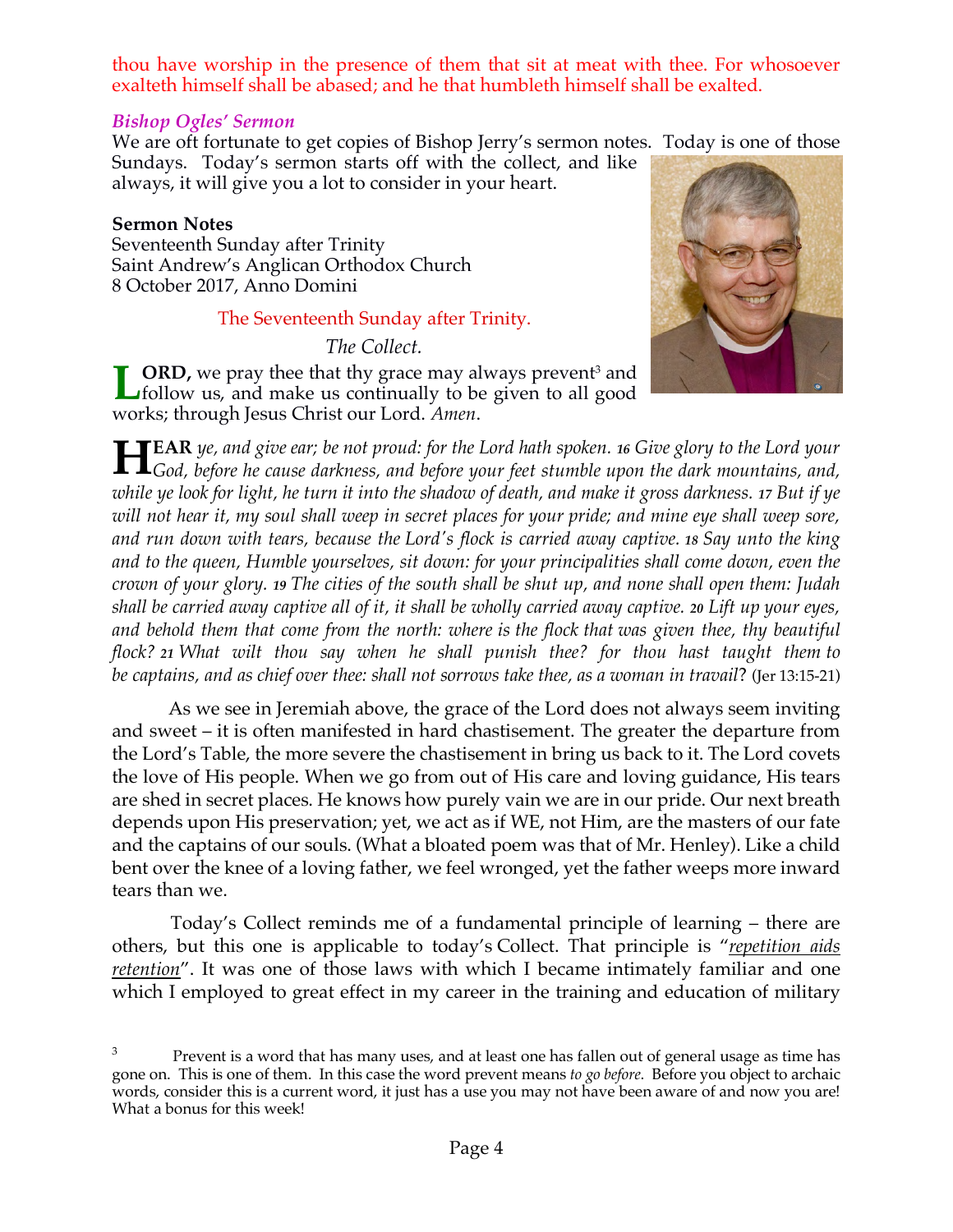thou have worship in the presence of them that sit at meat with thee. For whosoever exalteth himself shall be abased; and he that humbleth himself shall be exalted.

### *Bishop Ogles' Sermon*

We are oft fortunate to get copies of Bishop Jerry's sermon notes. Today is one of those Sundays. Today's sermon starts off with the collect, and like always, it will give you a lot to consider in your heart.

**Sermon Notes**
Seventeenth Sunday after Trinity
Saint Andrew's Anglican Orthodox Church
8 October 2017, Anno Domini

The Seventeenth Sunday after Trinity.

*The Collect.*

**LORD,** we pray thee that thy grace may always prevent[3] and follow us, and make us continually to be given to all good works; through Jesus Christ our Lord. *Amen*.

**HEAR** *ye, and give ear; be not proud: for the Lord hath spoken. 16 Give glory to the Lord your God, before he cause darkness, and before your feet stumble upon the dark mountains, and, while ye look for light, he turn it into the shadow of death, and make it gross darkness. 17 But if ye will not hear it, my soul shall weep in secret places for your pride; and mine eye shall weep sore, and run down with tears, because the Lord's flock is carried away captive. 18 Say unto the king and to the queen, Humble yourselves, sit down: for your principalities shall come down, even the crown of your glory. 19 The cities of the south shall be shut up, and none shall open them: Judah shall be carried away captive all of it, it shall be wholly carried away captive. 20 Lift up your eyes, and behold them that come from the north: where is the flock that was given thee, thy beautiful flock? 21 What wilt thou say when he shall punish thee? for thou hast taught them to be captains, and as chief over thee: shall not sorrows take thee, as a woman in travail*? (Jer 13:15-21)

As we see in Jeremiah above, the grace of the Lord does not always seem inviting and sweet – it is often manifested in hard chastisement. The greater the departure from the Lord's Table, the more severe the chastisement in bring us back to it. The Lord covets the love of His people. When we go from out of His care and loving guidance, His tears are shed in secret places. He knows how purely vain we are in our pride. Our next breath depends upon His preservation; yet, we act as if WE, not Him, are the masters of our fate and the captains of our souls. (What a bloated poem was that of Mr. Henley). Like a child bent over the knee of a loving father, we feel wronged, yet the father weeps more inward tears than we.

Today's Collect reminds me of a fundamental principle of learning – there are others, but this one is applicable to today's Collect. That principle is "*repetition aids retention*". It was one of those laws with which I became intimately familiar and one which I employed to great effect in my career in the training and education of military

[3] Prevent is a word that has many uses, and at least one has fallen out of general usage as time has gone on. This is one of them. In this case the word prevent means *to go before*. Before you object to archaic words, consider this is a current word, it just has a use you may not have been aware of and now you are! What a bonus for this week!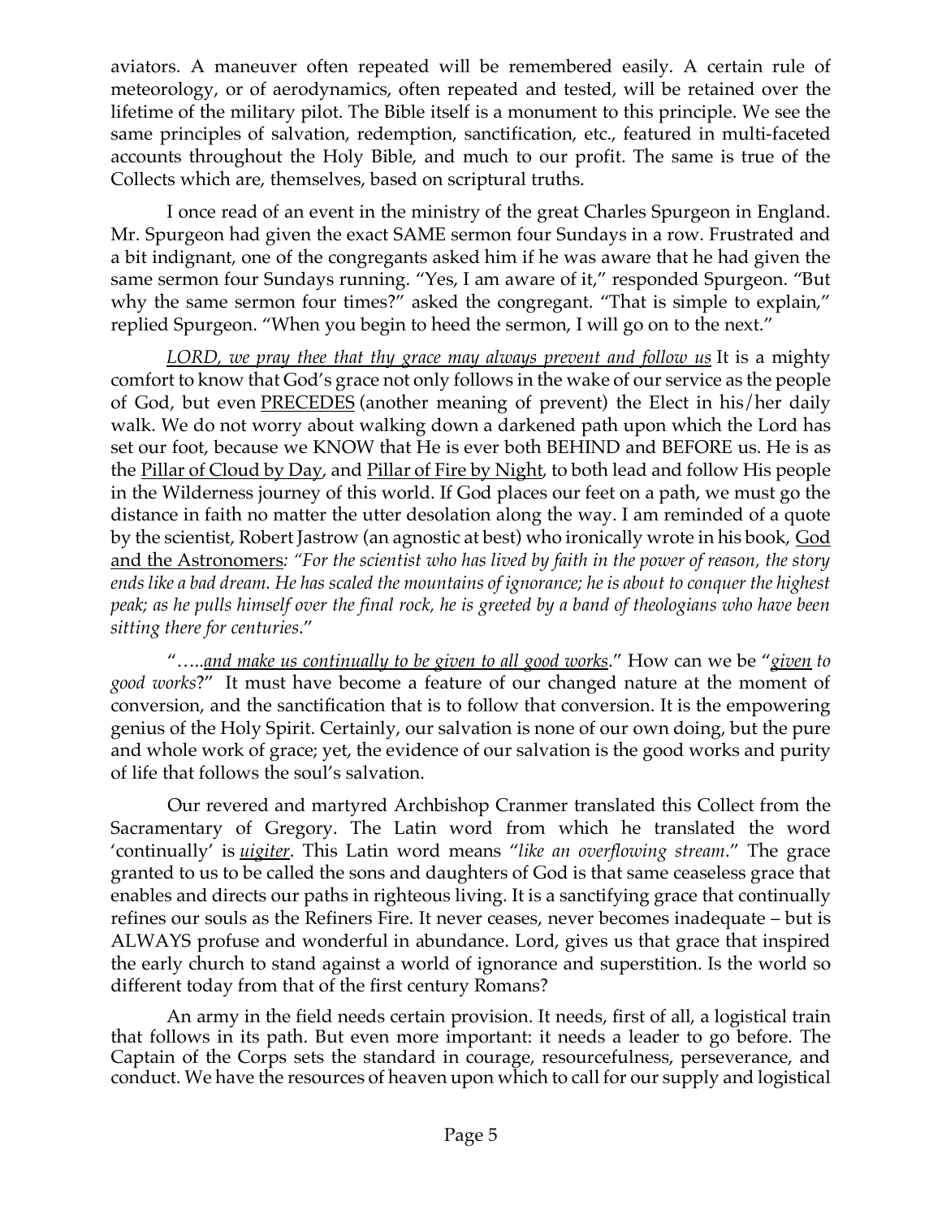aviators. A maneuver often repeated will be remembered easily. A certain rule of meteorology, or of aerodynamics, often repeated and tested, will be retained over the lifetime of the military pilot. The Bible itself is a monument to this principle. We see the same principles of salvation, redemption, sanctification, etc., featured in multi-faceted accounts throughout the Holy Bible, and much to our profit. The same is true of the Collects which are, themselves, based on scriptural truths.

I once read of an event in the ministry of the great Charles Spurgeon in England. Mr. Spurgeon had given the exact SAME sermon four Sundays in a row. Frustrated and a bit indignant, one of the congregants asked him if he was aware that he had given the same sermon four Sundays running. "Yes, I am aware of it," responded Spurgeon. "But why the same sermon four times?" asked the congregant. "That is simple to explain," replied Spurgeon. "When you begin to heed the sermon, I will go on to the next."

*LORD, we pray thee that thy grace may always prevent and follow us* It is a mighty comfort to know that God's grace not only follows in the wake of our service as the people of God, but even PRECEDES (another meaning of prevent) the Elect in his/her daily walk. We do not worry about walking down a darkened path upon which the Lord has set our foot, because we KNOW that He is ever both BEHIND and BEFORE us. He is as the Pillar of Cloud by Day, and Pillar of Fire by Night, to both lead and follow His people in the Wilderness journey of this world. If God places our feet on a path, we must go the distance in faith no matter the utter desolation along the way. I am reminded of a quote by the scientist, Robert Jastrow (an agnostic at best) who ironically wrote in his book, God and the Astronomers*: "For the scientist who has lived by faith in the power of reason, the story ends like a bad dream. He has scaled the mountains of ignorance; he is about to conquer the highest peak; as he pulls himself over the final rock, he is greeted by a band of theologians who have been sitting there for centuries*."

"…..*and make us continually to be given to all good works*." How can we be "*given to good works*?" It must have become a feature of our changed nature at the moment of conversion, and the sanctification that is to follow that conversion. It is the empowering genius of the Holy Spirit. Certainly, our salvation is none of our own doing, but the pure and whole work of grace; yet, the evidence of our salvation is the good works and purity of life that follows the soul's salvation.

Our revered and martyred Archbishop Cranmer translated this Collect from the Sacramentary of Gregory. The Latin word from which he translated the word 'continually' is ***uigiter***. This Latin word means "*like an overflowing stream*." The grace granted to us to be called the sons and daughters of God is that same ceaseless grace that enables and directs our paths in righteous living. It is a sanctifying grace that continually refines our souls as the Refiners Fire. It never ceases, never becomes inadequate – but is ALWAYS profuse and wonderful in abundance. Lord, gives us that grace that inspired the early church to stand against a world of ignorance and superstition. Is the world so different today from that of the first century Romans?

An army in the field needs certain provision. It needs, first of all, a logistical train that follows in its path. But even more important: it needs a leader to go before. The Captain of the Corps sets the standard in courage, resourcefulness, perseverance, and conduct. We have the resources of heaven upon which to call for our supply and logistical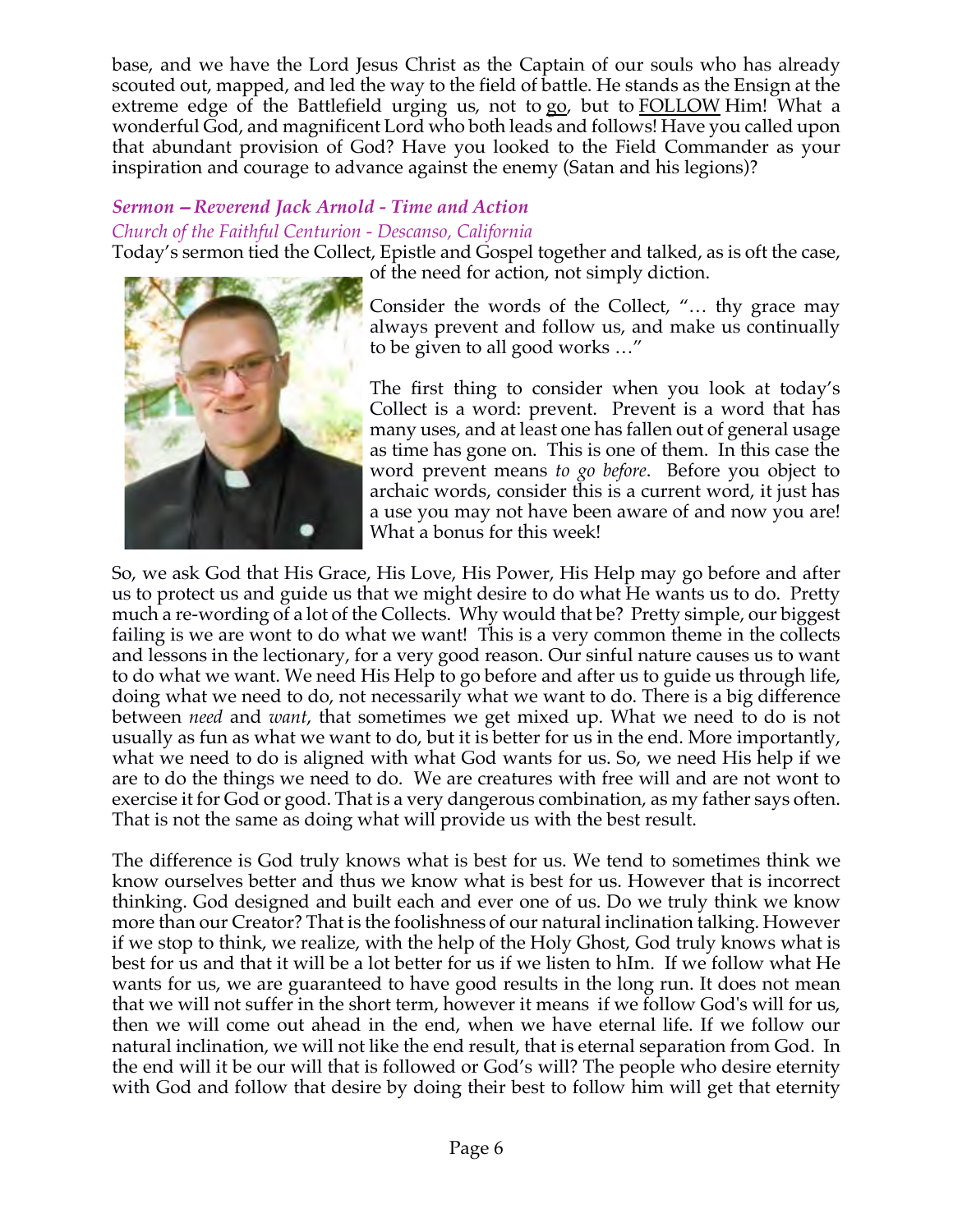base, and we have the Lord Jesus Christ as the Captain of our souls who has already scouted out, mapped, and led the way to the field of battle. He stands as the Ensign at the extreme edge of the Battlefield urging us, not to go, but to FOLLOW Him! What a wonderful God, and magnificent Lord who both leads and follows! Have you called upon that abundant provision of God? Have you looked to the Field Commander as your inspiration and courage to advance against the enemy (Satan and his legions)?

### *Sermon – Reverend Jack Arnold - Time and Action*

*Church of the Faithful Centurion - Descanso, California*

Today's sermon tied the Collect, Epistle and Gospel together and talked, as is oft the case, of the need for action, not simply diction.

Consider the words of the Collect, "… thy grace may always prevent and follow us, and make us continually to be given to all good works …"

The first thing to consider when you look at today's Collect is a word: prevent. Prevent is a word that has many uses, and at least one has fallen out of general usage as time has gone on. This is one of them. In this case the word prevent means *to go before*. Before you object to archaic words, consider this is a current word, it just has a use you may not have been aware of and now you are! What a bonus for this week!

So, we ask God that His Grace, His Love, His Power, His Help may go before and after us to protect us and guide us that we might desire to do what He wants us to do. Pretty much a re-wording of a lot of the Collects. Why would that be? Pretty simple, our biggest failing is we are wont to do what we want! This is a very common theme in the collects and lessons in the lectionary, for a very good reason. Our sinful nature causes us to want to do what we want. We need His Help to go before and after us to guide us through life, doing what we need to do, not necessarily what we want to do. There is a big difference between *need* and *want*, that sometimes we get mixed up. What we need to do is not usually as fun as what we want to do, but it is better for us in the end. More importantly, what we need to do is aligned with what God wants for us. So, we need His help if we are to do the things we need to do. We are creatures with free will and are not wont to exercise it for God or good. That is a very dangerous combination, as my father says often. That is not the same as doing what will provide us with the best result.

The difference is God truly knows what is best for us. We tend to sometimes think we know ourselves better and thus we know what is best for us. However that is incorrect thinking. God designed and built each and ever one of us. Do we truly think we know more than our Creator? That is the foolishness of our natural inclination talking. However if we stop to think, we realize, with the help of the Holy Ghost, God truly knows what is best for us and that it will be a lot better for us if we listen to hIm. If we follow what He wants for us, we are guaranteed to have good results in the long run. It does not mean that we will not suffer in the short term, however it means if we follow God's will for us, then we will come out ahead in the end, when we have eternal life. If we follow our natural inclination, we will not like the end result, that is eternal separation from God. In the end will it be our will that is followed or God's will? The people who desire eternity with God and follow that desire by doing their best to follow him will get that eternity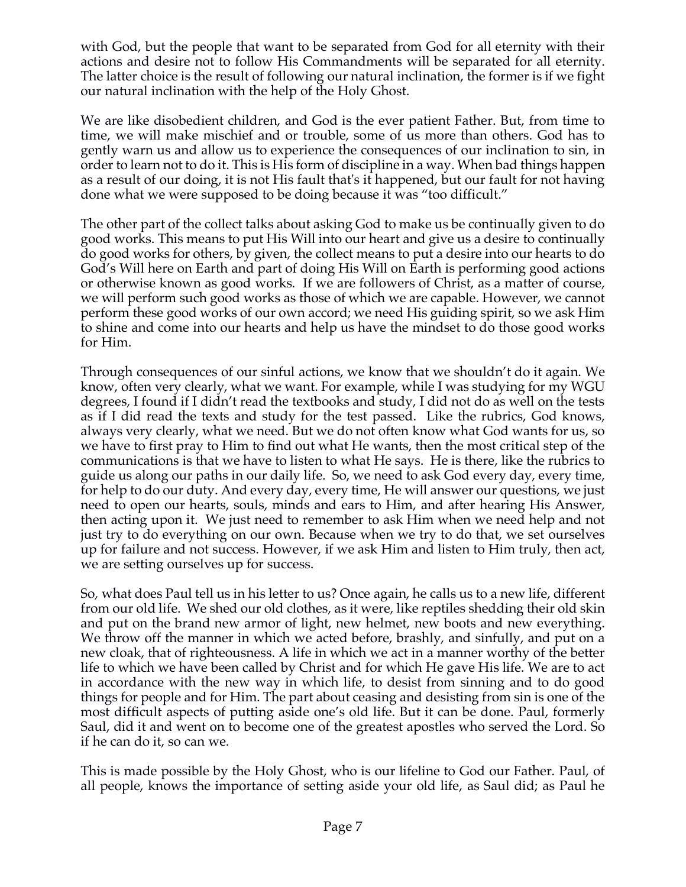with God, but the people that want to be separated from God for all eternity with their actions and desire not to follow His Commandments will be separated for all eternity. The latter choice is the result of following our natural inclination, the former is if we fight our natural inclination with the help of the Holy Ghost.

We are like disobedient children, and God is the ever patient Father. But, from time to time, we will make mischief and or trouble, some of us more than others. God has to gently warn us and allow us to experience the consequences of our inclination to sin, in order to learn not to do it. This is His form of discipline in a way. When bad things happen as a result of our doing, it is not His fault that's it happened, but our fault for not having done what we were supposed to be doing because it was "too difficult."

The other part of the collect talks about asking God to make us be continually given to do good works. This means to put His Will into our heart and give us a desire to continually do good works for others, by given, the collect means to put a desire into our hearts to do God's Will here on Earth and part of doing His Will on Earth is performing good actions or otherwise known as good works. If we are followers of Christ, as a matter of course, we will perform such good works as those of which we are capable. However, we cannot perform these good works of our own accord; we need His guiding spirit, so we ask Him to shine and come into our hearts and help us have the mindset to do those good works for Him.

Through consequences of our sinful actions, we know that we shouldn't do it again. We know, often very clearly, what we want. For example, while I was studying for my WGU degrees, I found if I didn't read the textbooks and study, I did not do as well on the tests as if I did read the texts and study for the test passed. Like the rubrics, God knows, always very clearly, what we need. But we do not often know what God wants for us, so we have to first pray to Him to find out what He wants, then the most critical step of the communications is that we have to listen to what He says. He is there, like the rubrics to guide us along our paths in our daily life. So, we need to ask God every day, every time, for help to do our duty. And every day, every time, He will answer our questions, we just need to open our hearts, souls, minds and ears to Him, and after hearing His Answer, then acting upon it. We just need to remember to ask Him when we need help and not just try to do everything on our own. Because when we try to do that, we set ourselves up for failure and not success. However, if we ask Him and listen to Him truly, then act, we are setting ourselves up for success.

So, what does Paul tell us in his letter to us? Once again, he calls us to a new life, different from our old life. We shed our old clothes, as it were, like reptiles shedding their old skin and put on the brand new armor of light, new helmet, new boots and new everything. We throw off the manner in which we acted before, brashly, and sinfully, and put on a new cloak, that of righteousness. A life in which we act in a manner worthy of the better life to which we have been called by Christ and for which He gave His life. We are to act in accordance with the new way in which life, to desist from sinning and to do good things for people and for Him. The part about ceasing and desisting from sin is one of the most difficult aspects of putting aside one's old life. But it can be done. Paul, formerly Saul, did it and went on to become one of the greatest apostles who served the Lord. So if he can do it, so can we.

This is made possible by the Holy Ghost, who is our lifeline to God our Father. Paul, of all people, knows the importance of setting aside your old life, as Saul did; as Paul he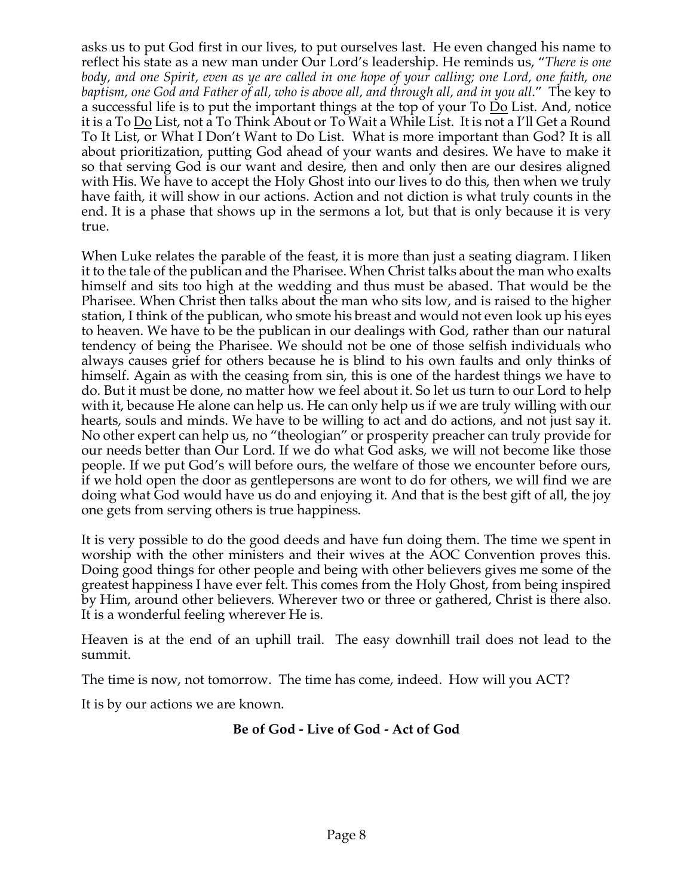asks us to put God first in our lives, to put ourselves last. He even changed his name to reflect his state as a new man under Our Lord's leadership. He reminds us, "*There is one body, and one Spirit, even as ye are called in one hope of your calling; one Lord, one faith, one baptism, one God and Father of all, who is above all, and through all, and in you all*." The key to a successful life is to put the important things at the top of your To <u>Do</u> List. And, notice it is a To <u>Do</u> List, not a To Think About or To Wait a While List. It is not a I'll Get a Round To It List, or What I Don't Want to Do List. What is more important than God? It is all about prioritization, putting God ahead of your wants and desires. We have to make it so that serving God is our want and desire, then and only then are our desires aligned with His. We have to accept the Holy Ghost into our lives to do this, then when we truly have faith, it will show in our actions. Action and not diction is what truly counts in the end. It is a phase that shows up in the sermons a lot, but that is only because it is very true.

When Luke relates the parable of the feast, it is more than just a seating diagram. I liken it to the tale of the publican and the Pharisee. When Christ talks about the man who exalts himself and sits too high at the wedding and thus must be abased. That would be the Pharisee. When Christ then talks about the man who sits low, and is raised to the higher station, I think of the publican, who smote his breast and would not even look up his eyes to heaven. We have to be the publican in our dealings with God, rather than our natural tendency of being the Pharisee. We should not be one of those selfish individuals who always causes grief for others because he is blind to his own faults and only thinks of himself. Again as with the ceasing from sin, this is one of the hardest things we have to do. But it must be done, no matter how we feel about it. So let us turn to our Lord to help with it, because He alone can help us. He can only help us if we are truly willing with our hearts, souls and minds. We have to be willing to act and do actions, and not just say it. No other expert can help us, no "theologian" or prosperity preacher can truly provide for our needs better than Our Lord. If we do what God asks, we will not become like those people. If we put God's will before ours, the welfare of those we encounter before ours, if we hold open the door as gentlepersons are wont to do for others, we will find we are doing what God would have us do and enjoying it. And that is the best gift of all, the joy one gets from serving others is true happiness.

It is very possible to do the good deeds and have fun doing them. The time we spent in worship with the other ministers and their wives at the AOC Convention proves this. Doing good things for other people and being with other believers gives me some of the greatest happiness I have ever felt. This comes from the Holy Ghost, from being inspired by Him, around other believers. Wherever two or three or gathered, Christ is there also. It is a wonderful feeling wherever He is.

Heaven is at the end of an uphill trail. The easy downhill trail does not lead to the summit.

The time is now, not tomorrow. The time has come, indeed. How will you ACT?

It is by our actions we are known.

**Be of God - Live of God - Act of God**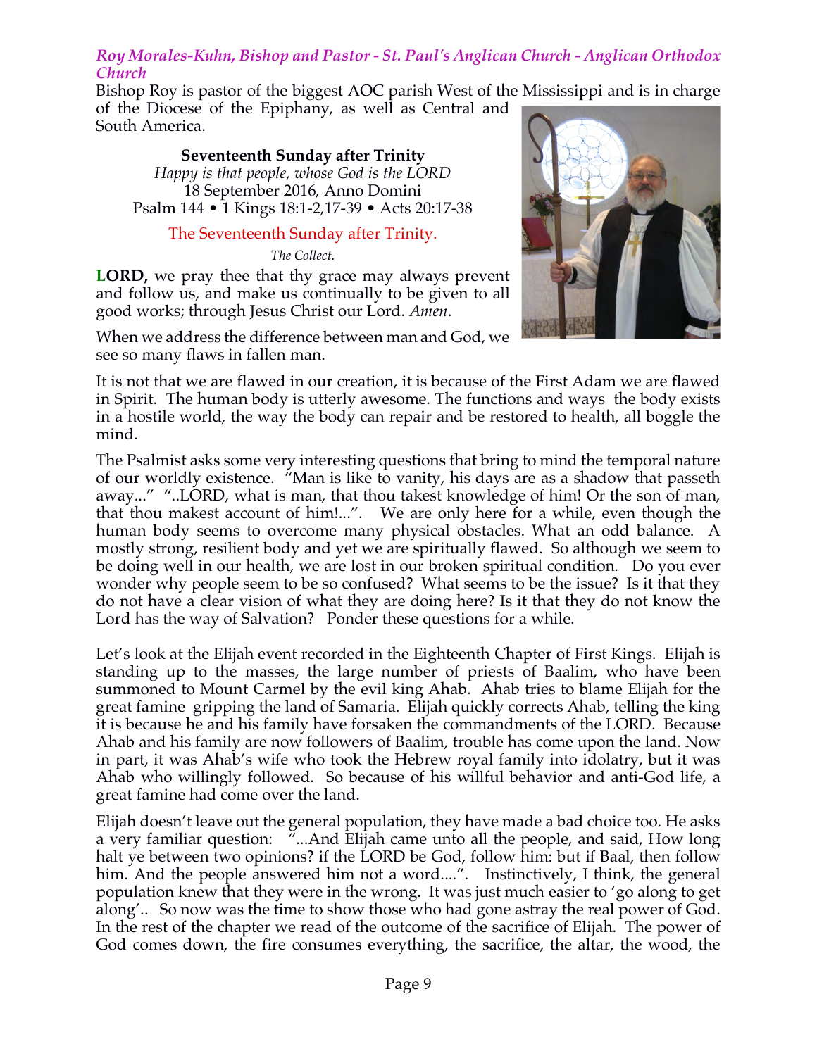*Roy Morales-Kuhn, Bishop and Pastor - St. Paul's Anglican Church - Anglican Orthodox Church*

Bishop Roy is pastor of the biggest AOC parish West of the Mississippi and is in charge of the Diocese of the Epiphany, as well as Central and South America.

**Seventeenth Sunday after Trinity**
*Happy is that people, whose God is the LORD*
18 September 2016, Anno Domini
Psalm 144 • 1 Kings 18:1-2,17-39 • Acts 20:17-38

The Seventeenth Sunday after Trinity.

*The Collect.*

**LORD,** we pray thee that thy grace may always prevent and follow us, and make us continually to be given to all good works; through Jesus Christ our Lord. *Amen*.

When we address the difference between man and God, we see so many flaws in fallen man.

It is not that we are flawed in our creation, it is because of the First Adam we are flawed in Spirit. The human body is utterly awesome. The functions and ways the body exists in a hostile world, the way the body can repair and be restored to health, all boggle the mind.

The Psalmist asks some very interesting questions that bring to mind the temporal nature of our worldly existence. "Man is like to vanity, his days are as a shadow that passeth away..." "..LORD, what is man, that thou takest knowledge of him! Or the son of man, that thou makest account of him!...". We are only here for a while, even though the human body seems to overcome many physical obstacles. What an odd balance. A mostly strong, resilient body and yet we are spiritually flawed. So although we seem to be doing well in our health, we are lost in our broken spiritual condition. Do you ever wonder why people seem to be so confused? What seems to be the issue? Is it that they do not have a clear vision of what they are doing here? Is it that they do not know the Lord has the way of Salvation? Ponder these questions for a while.

Let's look at the Elijah event recorded in the Eighteenth Chapter of First Kings. Elijah is standing up to the masses, the large number of priests of Baalim, who have been summoned to Mount Carmel by the evil king Ahab. Ahab tries to blame Elijah for the great famine gripping the land of Samaria. Elijah quickly corrects Ahab, telling the king it is because he and his family have forsaken the commandments of the LORD. Because Ahab and his family are now followers of Baalim, trouble has come upon the land. Now in part, it was Ahab's wife who took the Hebrew royal family into idolatry, but it was Ahab who willingly followed. So because of his willful behavior and anti-God life, a great famine had come over the land.

Elijah doesn't leave out the general population, they have made a bad choice too. He asks a very familiar question: "...And Elijah came unto all the people, and said, How long halt ye between two opinions? if the LORD be God, follow him: but if Baal, then follow him. And the people answered him not a word....". Instinctively, I think, the general population knew that they were in the wrong. It was just much easier to 'go along to get along'.. So now was the time to show those who had gone astray the real power of God. In the rest of the chapter we read of the outcome of the sacrifice of Elijah. The power of God comes down, the fire consumes everything, the sacrifice, the altar, the wood, the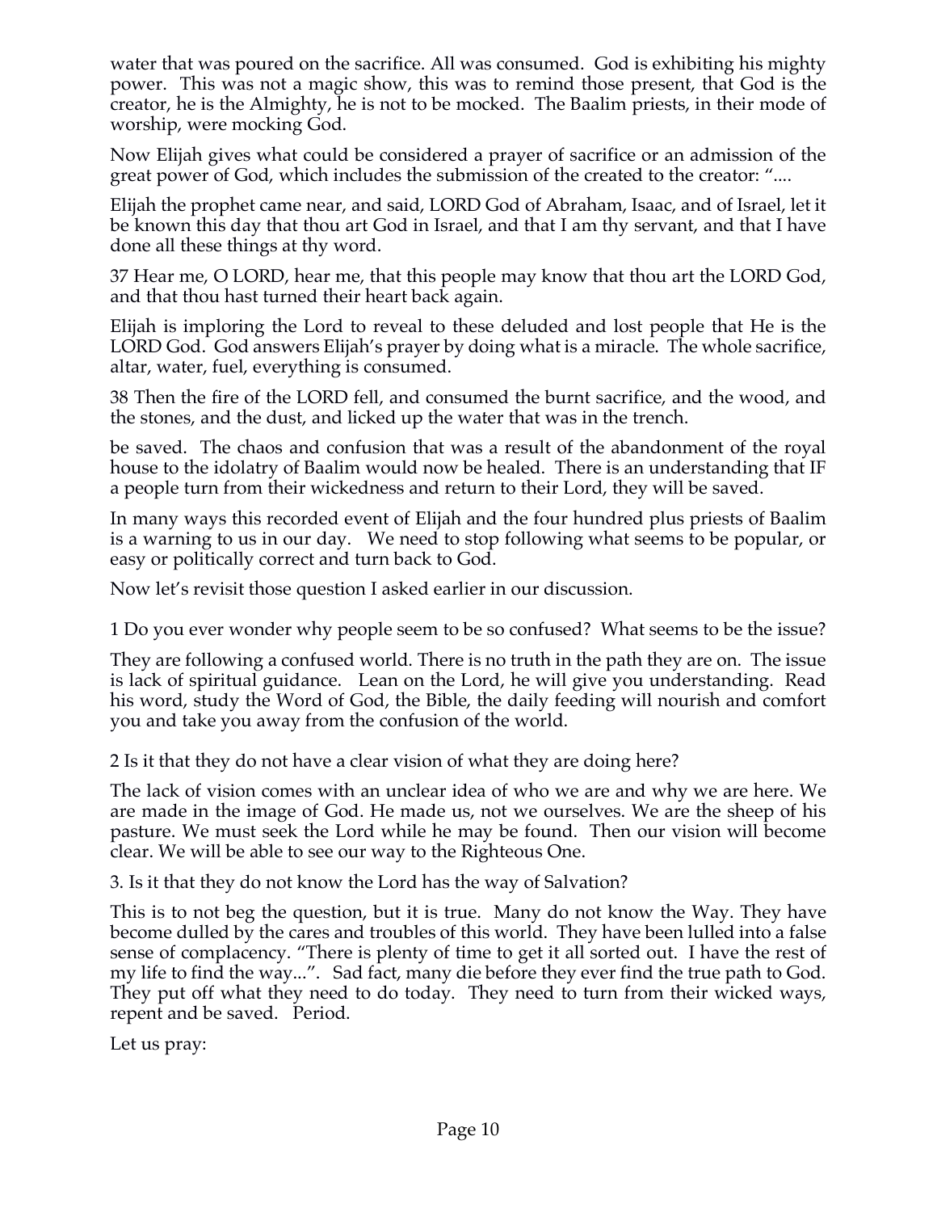water that was poured on the sacrifice. All was consumed. God is exhibiting his mighty power. This was not a magic show, this was to remind those present, that God is the creator, he is the Almighty, he is not to be mocked. The Baalim priests, in their mode of worship, were mocking God.

Now Elijah gives what could be considered a prayer of sacrifice or an admission of the great power of God, which includes the submission of the created to the creator: "....

Elijah the prophet came near, and said, LORD God of Abraham, Isaac, and of Israel, let it be known this day that thou art God in Israel, and that I am thy servant, and that I have done all these things at thy word.

37 Hear me, O LORD, hear me, that this people may know that thou art the LORD God, and that thou hast turned their heart back again.

Elijah is imploring the Lord to reveal to these deluded and lost people that He is the LORD God. God answers Elijah's prayer by doing what is a miracle. The whole sacrifice, altar, water, fuel, everything is consumed.

38 Then the fire of the LORD fell, and consumed the burnt sacrifice, and the wood, and the stones, and the dust, and licked up the water that was in the trench.

be saved. The chaos and confusion that was a result of the abandonment of the royal house to the idolatry of Baalim would now be healed. There is an understanding that IF a people turn from their wickedness and return to their Lord, they will be saved.

In many ways this recorded event of Elijah and the four hundred plus priests of Baalim is a warning to us in our day. We need to stop following what seems to be popular, or easy or politically correct and turn back to God.

Now let's revisit those question I asked earlier in our discussion.

1 Do you ever wonder why people seem to be so confused? What seems to be the issue?

They are following a confused world. There is no truth in the path they are on. The issue is lack of spiritual guidance. Lean on the Lord, he will give you understanding. Read his word, study the Word of God, the Bible, the daily feeding will nourish and comfort you and take you away from the confusion of the world.

2 Is it that they do not have a clear vision of what they are doing here?

The lack of vision comes with an unclear idea of who we are and why we are here. We are made in the image of God. He made us, not we ourselves. We are the sheep of his pasture. We must seek the Lord while he may be found. Then our vision will become clear. We will be able to see our way to the Righteous One.

3. Is it that they do not know the Lord has the way of Salvation?

This is to not beg the question, but it is true. Many do not know the Way. They have become dulled by the cares and troubles of this world. They have been lulled into a false sense of complacency. "There is plenty of time to get it all sorted out. I have the rest of my life to find the way...". Sad fact, many die before they ever find the true path to God. They put off what they need to do today. They need to turn from their wicked ways, repent and be saved. Period.

Let us pray: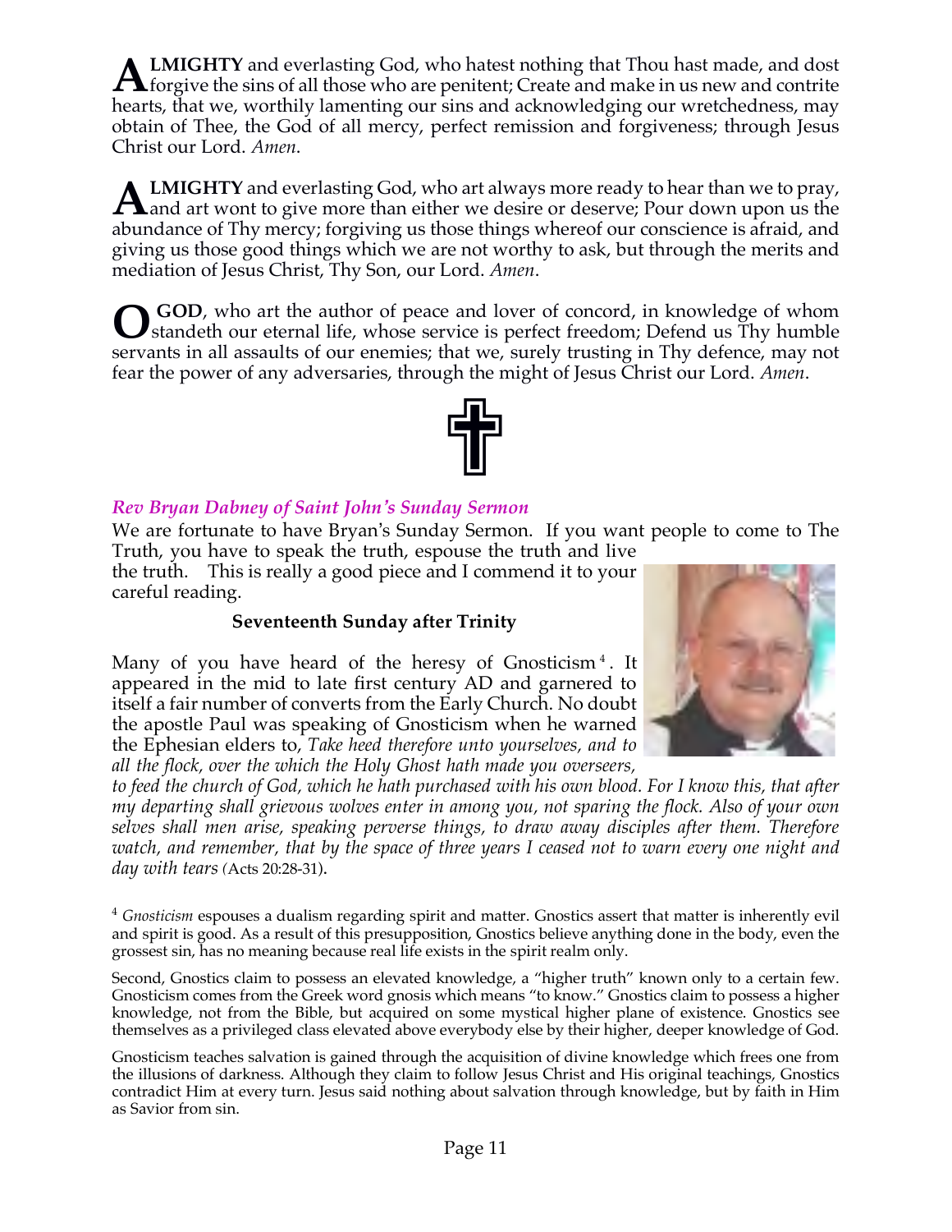**ALMIGHTY** and everlasting God, who hatest nothing that Thou hast made, and dost forgive the sins of all those who are penitent; Create and make in us new and contrite hearts, that we, worthily lamenting our sins and acknowledging our wretchedness, may obtain of Thee, the God of all mercy, perfect remission and forgiveness; through Jesus Christ our Lord. *Amen*.

**ALMIGHTY** and everlasting God, who art always more ready to hear than we to pray, and art wont to give more than either we desire or deserve; Pour down upon us the abundance of Thy mercy; forgiving us those things whereof our conscience is afraid, and giving us those good things which we are not worthy to ask, but through the merits and mediation of Jesus Christ, Thy Son, our Lord. *Amen*.

**O GOD**, who art the author of peace and lover of concord, in knowledge of whom standeth our eternal life, whose service is perfect freedom; Defend us Thy humble servants in all assaults of our enemies; that we, surely trusting in Thy defence, may not fear the power of any adversaries, through the might of Jesus Christ our Lord. *Amen*.

### *Rev Bryan Dabney of Saint John's Sunday Sermon*

We are fortunate to have Bryan's Sunday Sermon. If you want people to come to The Truth, you have to speak the truth, espouse the truth and live the truth. This is really a good piece and I commend it to your careful reading.

**Seventeenth Sunday after Trinity**

Many of you have heard of the heresy of Gnosticism[4]. It appeared in the mid to late first century AD and garnered to itself a fair number of converts from the Early Church. No doubt the apostle Paul was speaking of Gnosticism when he warned the Ephesian elders to, *Take heed therefore unto yourselves, and to all the flock, over the which the Holy Ghost hath made you overseers, to feed the church of God, which he hath purchased with his own blood. For I know this, that after my departing shall grievous wolves enter in among you, not sparing the flock. Also of your own selves shall men arise, speaking perverse things, to draw away disciples after them. Therefore watch, and remember, that by the space of three years I ceased not to warn every one night and day with tears (*Acts 20:28-31).

[4] *Gnosticism* espouses a dualism regarding spirit and matter. Gnostics assert that matter is inherently evil and spirit is good. As a result of this presupposition, Gnostics believe anything done in the body, even the grossest sin, has no meaning because real life exists in the spirit realm only.

Second, Gnostics claim to possess an elevated knowledge, a "higher truth" known only to a certain few. Gnosticism comes from the Greek word gnosis which means "to know." Gnostics claim to possess a higher knowledge, not from the Bible, but acquired on some mystical higher plane of existence. Gnostics see themselves as a privileged class elevated above everybody else by their higher, deeper knowledge of God.

Gnosticism teaches salvation is gained through the acquisition of divine knowledge which frees one from the illusions of darkness. Although they claim to follow Jesus Christ and His original teachings, Gnostics contradict Him at every turn. Jesus said nothing about salvation through knowledge, but by faith in Him as Savior from sin.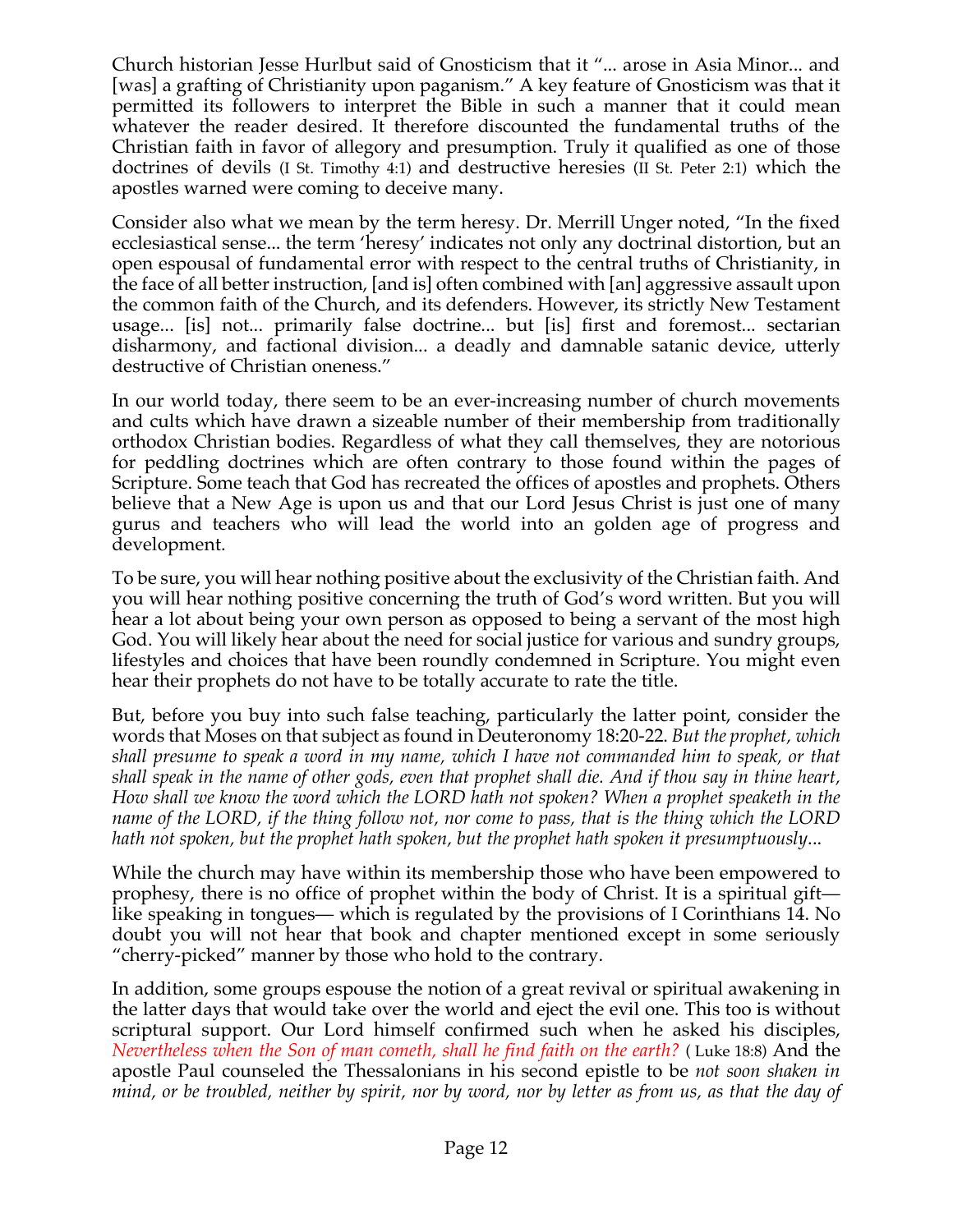Church historian Jesse Hurlbut said of Gnosticism that it "... arose in Asia Minor... and [was] a grafting of Christianity upon paganism." A key feature of Gnosticism was that it permitted its followers to interpret the Bible in such a manner that it could mean whatever the reader desired. It therefore discounted the fundamental truths of the Christian faith in favor of allegory and presumption. Truly it qualified as one of those doctrines of devils (I St. Timothy 4:1) and destructive heresies (II St. Peter 2:1) which the apostles warned were coming to deceive many.

Consider also what we mean by the term heresy. Dr. Merrill Unger noted, "In the fixed ecclesiastical sense... the term 'heresy' indicates not only any doctrinal distortion, but an open espousal of fundamental error with respect to the central truths of Christianity, in the face of all better instruction, [and is] often combined with [an] aggressive assault upon the common faith of the Church, and its defenders. However, its strictly New Testament usage... [is] not... primarily false doctrine... but [is] first and foremost... sectarian disharmony, and factional division... a deadly and damnable satanic device, utterly destructive of Christian oneness."

In our world today, there seem to be an ever-increasing number of church movements and cults which have drawn a sizeable number of their membership from traditionally orthodox Christian bodies. Regardless of what they call themselves, they are notorious for peddling doctrines which are often contrary to those found within the pages of Scripture. Some teach that God has recreated the offices of apostles and prophets. Others believe that a New Age is upon us and that our Lord Jesus Christ is just one of many gurus and teachers who will lead the world into an golden age of progress and development.

To be sure, you will hear nothing positive about the exclusivity of the Christian faith. And you will hear nothing positive concerning the truth of God's word written. But you will hear a lot about being your own person as opposed to being a servant of the most high God. You will likely hear about the need for social justice for various and sundry groups, lifestyles and choices that have been roundly condemned in Scripture. You might even hear their prophets do not have to be totally accurate to rate the title.

But, before you buy into such false teaching, particularly the latter point, consider the words that Moses on that subject as found in Deuteronomy 18:20-22. *But the prophet, which shall presume to speak a word in my name, which I have not commanded him to speak, or that shall speak in the name of other gods, even that prophet shall die. And if thou say in thine heart, How shall we know the word which the LORD hath not spoken? When a prophet speaketh in the name of the LORD, if the thing follow not, nor come to pass, that is the thing which the LORD hath not spoken, but the prophet hath spoken, but the prophet hath spoken it presumptuously...*

While the church may have within its membership those who have been empowered to prophesy, there is no office of prophet within the body of Christ. It is a spiritual gift— like speaking in tongues— which is regulated by the provisions of I Corinthians 14. No doubt you will not hear that book and chapter mentioned except in some seriously "cherry-picked" manner by those who hold to the contrary.

In addition, some groups espouse the notion of a great revival or spiritual awakening in the latter days that would take over the world and eject the evil one. This too is without scriptural support. Our Lord himself confirmed such when he asked his disciples, *Nevertheless when the Son of man cometh, shall he find faith on the earth?* ( Luke 18:8) And the apostle Paul counseled the Thessalonians in his second epistle to be *not soon shaken in mind, or be troubled, neither by spirit, nor by word, nor by letter as from us, as that the day of*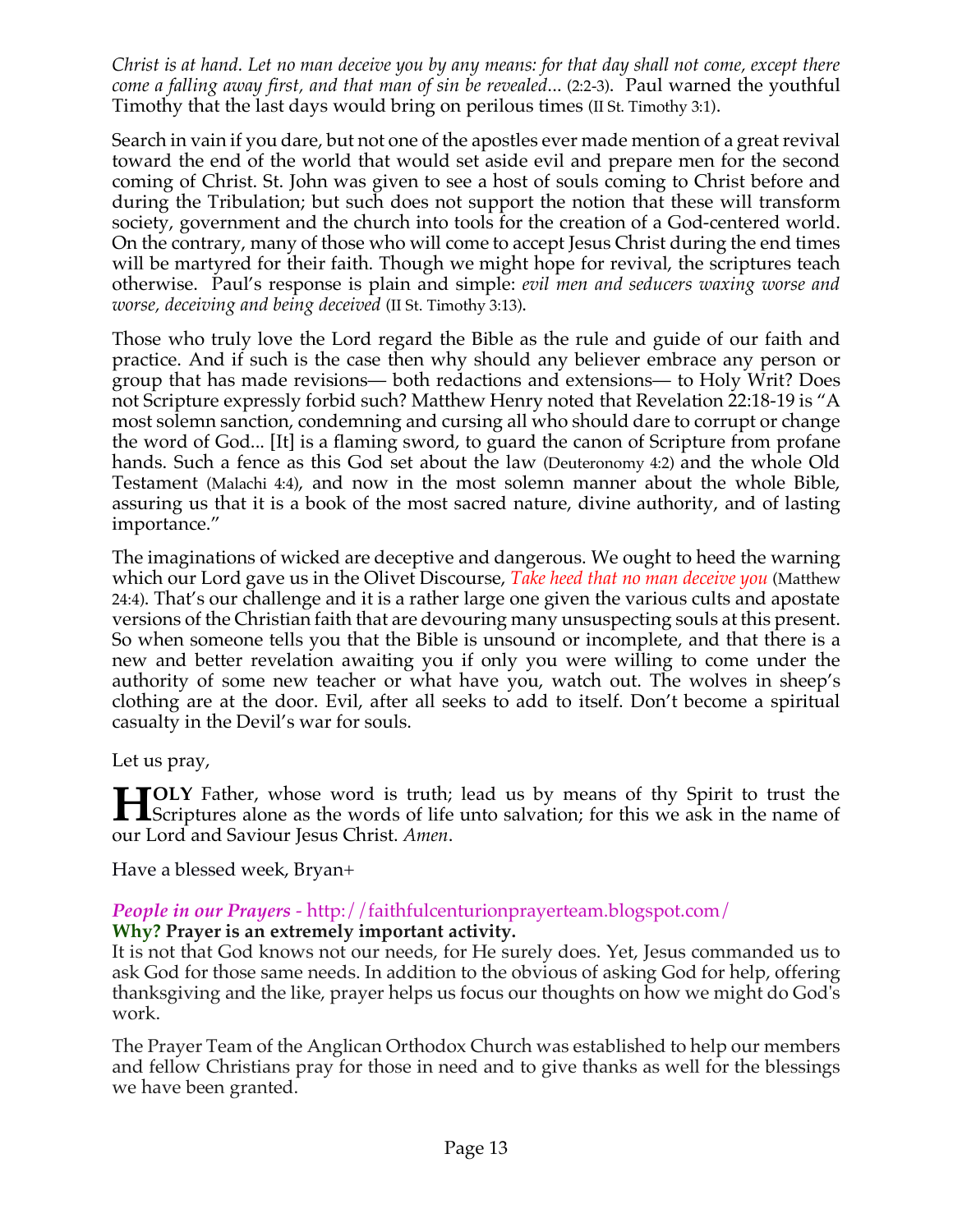*Christ is at hand. Let no man deceive you by any means: for that day shall not come, except there come a falling away first, and that man of sin be revealed...* (2:2-3). Paul warned the youthful Timothy that the last days would bring on perilous times (II St. Timothy 3:1).

Search in vain if you dare, but not one of the apostles ever made mention of a great revival toward the end of the world that would set aside evil and prepare men for the second coming of Christ. St. John was given to see a host of souls coming to Christ before and during the Tribulation; but such does not support the notion that these will transform society, government and the church into tools for the creation of a God-centered world. On the contrary, many of those who will come to accept Jesus Christ during the end times will be martyred for their faith. Though we might hope for revival, the scriptures teach otherwise. Paul's response is plain and simple: *evil men and seducers waxing worse and worse, deceiving and being deceived* (II St. Timothy 3:13).

Those who truly love the Lord regard the Bible as the rule and guide of our faith and practice. And if such is the case then why should any believer embrace any person or group that has made revisions— both redactions and extensions— to Holy Writ? Does not Scripture expressly forbid such? Matthew Henry noted that Revelation 22:18-19 is "A most solemn sanction, condemning and cursing all who should dare to corrupt or change the word of God... [It] is a flaming sword, to guard the canon of Scripture from profane hands. Such a fence as this God set about the law (Deuteronomy 4:2) and the whole Old Testament (Malachi 4:4), and now in the most solemn manner about the whole Bible, assuring us that it is a book of the most sacred nature, divine authority, and of lasting importance."

The imaginations of wicked are deceptive and dangerous. We ought to heed the warning which our Lord gave us in the Olivet Discourse, *Take heed that no man deceive you* (Matthew 24:4). That's our challenge and it is a rather large one given the various cults and apostate versions of the Christian faith that are devouring many unsuspecting souls at this present. So when someone tells you that the Bible is unsound or incomplete, and that there is a new and better revelation awaiting you if only you were willing to come under the authority of some new teacher or what have you, watch out. The wolves in sheep's clothing are at the door. Evil, after all seeks to add to itself. Don't become a spiritual casualty in the Devil's war for souls.

Let us pray,

**HOLY** Father, whose word is truth; lead us by means of thy Spirit to trust the Scriptures alone as the words of life unto salvation; for this we ask in the name of our Lord and Saviour Jesus Christ. *Amen*.

Have a blessed week, Bryan+

*People in our Prayers* - http://faithfulcenturionprayerteam.blogspot.com/

**Why? Prayer is an extremely important activity.**

It is not that God knows not our needs, for He surely does. Yet, Jesus commanded us to ask God for those same needs. In addition to the obvious of asking God for help, offering thanksgiving and the like, prayer helps us focus our thoughts on how we might do God's work.

The Prayer Team of the Anglican Orthodox Church was established to help our members and fellow Christians pray for those in need and to give thanks as well for the blessings we have been granted.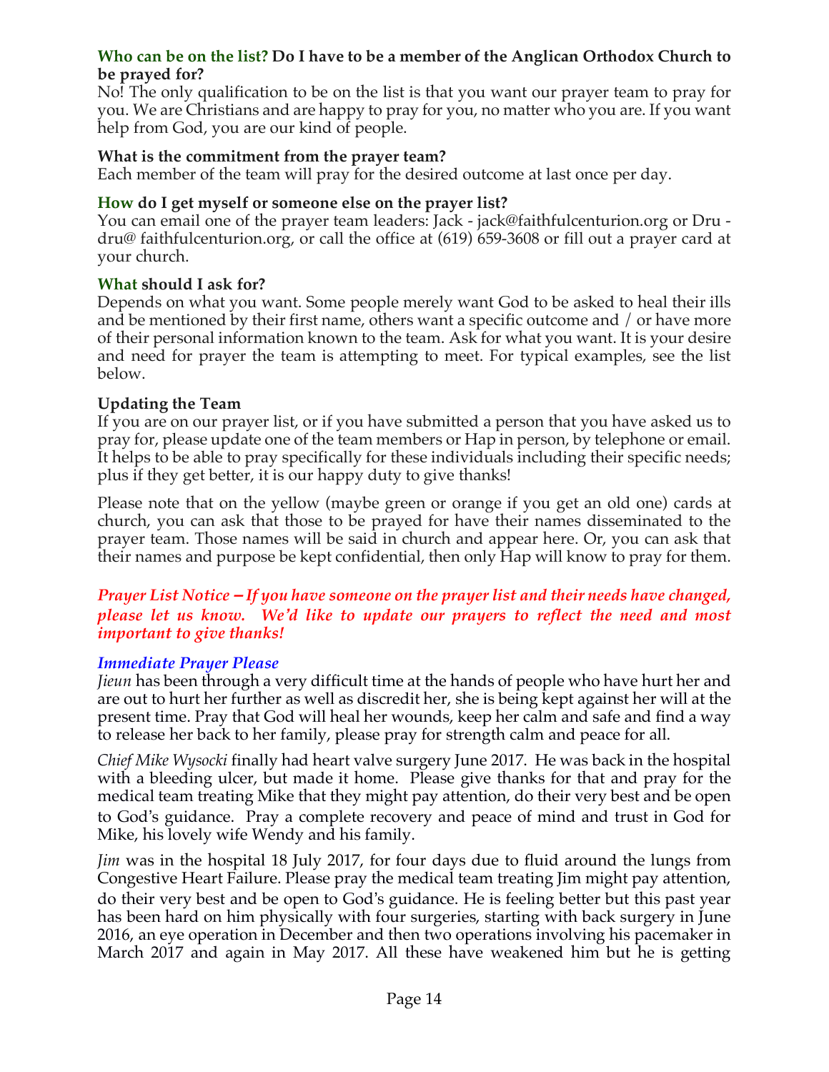**Who can be on the list? Do I have to be a member of the Anglican Orthodox Church to be prayed for?**
No! The only qualification to be on the list is that you want our prayer team to pray for you. We are Christians and are happy to pray for you, no matter who you are. If you want help from God, you are our kind of people.

**What is the commitment from the prayer team?**
Each member of the team will pray for the desired outcome at last once per day.

**How do I get myself or someone else on the prayer list?**
You can email one of the prayer team leaders: Jack - jack@faithfulcenturion.org or Dru - dru@ faithfulcenturion.org, or call the office at (619) 659-3608 or fill out a prayer card at your church.

**What should I ask for?**
Depends on what you want. Some people merely want God to be asked to heal their ills and be mentioned by their first name, others want a specific outcome and / or have more of their personal information known to the team. Ask for what you want. It is your desire and need for prayer the team is attempting to meet. For typical examples, see the list below.

**Updating the Team**
If you are on our prayer list, or if you have submitted a person that you have asked us to pray for, please update one of the team members or Hap in person, by telephone or email. It helps to be able to pray specifically for these individuals including their specific needs; plus if they get better, it is our happy duty to give thanks!

Please note that on the yellow (maybe green or orange if you get an old one) cards at church, you can ask that those to be prayed for have their names disseminated to the prayer team. Those names will be said in church and appear here. Or, you can ask that their names and purpose be kept confidential, then only Hap will know to pray for them.

***Prayer List Notice – If you have someone on the prayer list and their needs have changed, please let us know. We'd like to update our prayers to reflect the need and most important to give thanks!***

*Immediate Prayer Please*

*Jieun* has been through a very difficult time at the hands of people who have hurt her and are out to hurt her further as well as discredit her, she is being kept against her will at the present time. Pray that God will heal her wounds, keep her calm and safe and find a way to release her back to her family, please pray for strength calm and peace for all.

*Chief Mike Wysocki* finally had heart valve surgery June 2017. He was back in the hospital with a bleeding ulcer, but made it home. Please give thanks for that and pray for the medical team treating Mike that they might pay attention, do their very best and be open to God's guidance. Pray a complete recovery and peace of mind and trust in God for Mike, his lovely wife Wendy and his family.

*Jim* was in the hospital 18 July 2017, for four days due to fluid around the lungs from Congestive Heart Failure. Please pray the medical team treating Jim might pay attention, do their very best and be open to God's guidance. He is feeling better but this past year has been hard on him physically with four surgeries, starting with back surgery in June 2016, an eye operation in December and then two operations involving his pacemaker in March 2017 and again in May 2017. All these have weakened him but he is getting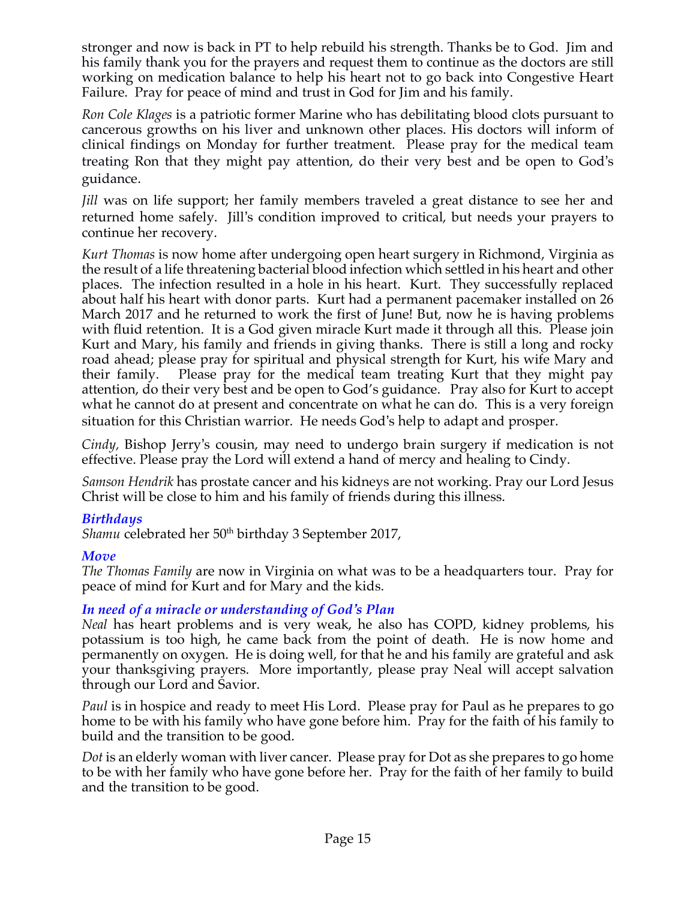stronger and now is back in PT to help rebuild his strength. Thanks be to God. Jim and his family thank you for the prayers and request them to continue as the doctors are still working on medication balance to help his heart not to go back into Congestive Heart Failure. Pray for peace of mind and trust in God for Jim and his family.

*Ron Cole Klages* is a patriotic former Marine who has debilitating blood clots pursuant to cancerous growths on his liver and unknown other places. His doctors will inform of clinical findings on Monday for further treatment. Please pray for the medical team treating Ron that they might pay attention, do their very best and be open to God's guidance.

*Jill* was on life support; her family members traveled a great distance to see her and returned home safely. Jill's condition improved to critical, but needs your prayers to continue her recovery.

*Kurt Thomas* is now home after undergoing open heart surgery in Richmond, Virginia as the result of a life threatening bacterial blood infection which settled in his heart and other places. The infection resulted in a hole in his heart. Kurt. They successfully replaced about half his heart with donor parts. Kurt had a permanent pacemaker installed on 26 March 2017 and he returned to work the first of June! But, now he is having problems with fluid retention. It is a God given miracle Kurt made it through all this. Please join Kurt and Mary, his family and friends in giving thanks. There is still a long and rocky road ahead; please pray for spiritual and physical strength for Kurt, his wife Mary and their family. Please pray for the medical team treating Kurt that they might pay attention, do their very best and be open to God's guidance. Pray also for Kurt to accept what he cannot do at present and concentrate on what he can do. This is a very foreign situation for this Christian warrior. He needs God's help to adapt and prosper.

*Cindy,* Bishop Jerry's cousin, may need to undergo brain surgery if medication is not effective. Please pray the Lord will extend a hand of mercy and healing to Cindy.

*Samson Hendrik* has prostate cancer and his kidneys are not working. Pray our Lord Jesus Christ will be close to him and his family of friends during this illness.

### *Birthdays*

*Shamu* celebrated her 50th birthday 3 September 2017,

### *Move*

*The Thomas Family* are now in Virginia on what was to be a headquarters tour. Pray for peace of mind for Kurt and for Mary and the kids.

### *In need of a miracle or understanding of God's Plan*

*Neal* has heart problems and is very weak, he also has COPD, kidney problems, his potassium is too high, he came back from the point of death. He is now home and permanently on oxygen. He is doing well, for that he and his family are grateful and ask your thanksgiving prayers. More importantly, please pray Neal will accept salvation through our Lord and Savior.

*Paul* is in hospice and ready to meet His Lord. Please pray for Paul as he prepares to go home to be with his family who have gone before him. Pray for the faith of his family to build and the transition to be good.

*Dot* is an elderly woman with liver cancer. Please pray for Dot as she prepares to go home to be with her family who have gone before her. Pray for the faith of her family to build and the transition to be good.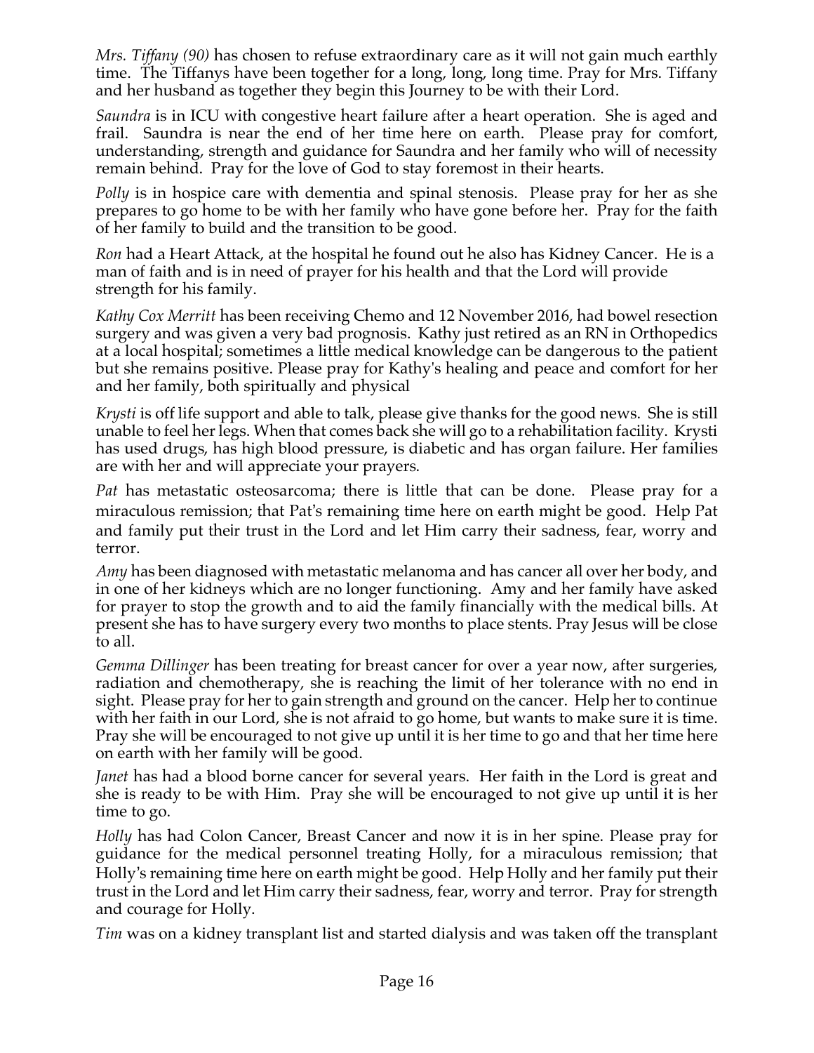*Mrs. Tiffany (90)* has chosen to refuse extraordinary care as it will not gain much earthly time. The Tiffanys have been together for a long, long, long time. Pray for Mrs. Tiffany and her husband as together they begin this Journey to be with their Lord.

*Saundra* is in ICU with congestive heart failure after a heart operation. She is aged and frail. Saundra is near the end of her time here on earth. Please pray for comfort, understanding, strength and guidance for Saundra and her family who will of necessity remain behind. Pray for the love of God to stay foremost in their hearts.

*Polly* is in hospice care with dementia and spinal stenosis. Please pray for her as she prepares to go home to be with her family who have gone before her. Pray for the faith of her family to build and the transition to be good.

*Ron* had a Heart Attack, at the hospital he found out he also has Kidney Cancer. He is a man of faith and is in need of prayer for his health and that the Lord will provide strength for his family.

*Kathy Cox Merritt* has been receiving Chemo and 12 November 2016, had bowel resection surgery and was given a very bad prognosis. Kathy just retired as an RN in Orthopedics at a local hospital; sometimes a little medical knowledge can be dangerous to the patient but she remains positive. Please pray for Kathy's healing and peace and comfort for her and her family, both spiritually and physical

*Krysti* is off life support and able to talk, please give thanks for the good news. She is still unable to feel her legs. When that comes back she will go to a rehabilitation facility. Krysti has used drugs, has high blood pressure, is diabetic and has organ failure. Her families are with her and will appreciate your prayers.

*Pat* has metastatic osteosarcoma; there is little that can be done. Please pray for a miraculous remission; that Pat's remaining time here on earth might be good. Help Pat and family put their trust in the Lord and let Him carry their sadness, fear, worry and terror.

*Amy* has been diagnosed with metastatic melanoma and has cancer all over her body, and in one of her kidneys which are no longer functioning. Amy and her family have asked for prayer to stop the growth and to aid the family financially with the medical bills. At present she has to have surgery every two months to place stents. Pray Jesus will be close to all.

*Gemma Dillinger* has been treating for breast cancer for over a year now, after surgeries, radiation and chemotherapy, she is reaching the limit of her tolerance with no end in sight. Please pray for her to gain strength and ground on the cancer. Help her to continue with her faith in our Lord, she is not afraid to go home, but wants to make sure it is time. Pray she will be encouraged to not give up until it is her time to go and that her time here on earth with her family will be good.

*Janet* has had a blood borne cancer for several years. Her faith in the Lord is great and she is ready to be with Him. Pray she will be encouraged to not give up until it is her time to go.

*Holly* has had Colon Cancer, Breast Cancer and now it is in her spine. Please pray for guidance for the medical personnel treating Holly, for a miraculous remission; that Holly's remaining time here on earth might be good. Help Holly and her family put their trust in the Lord and let Him carry their sadness, fear, worry and terror. Pray for strength and courage for Holly.

*Tim* was on a kidney transplant list and started dialysis and was taken off the transplant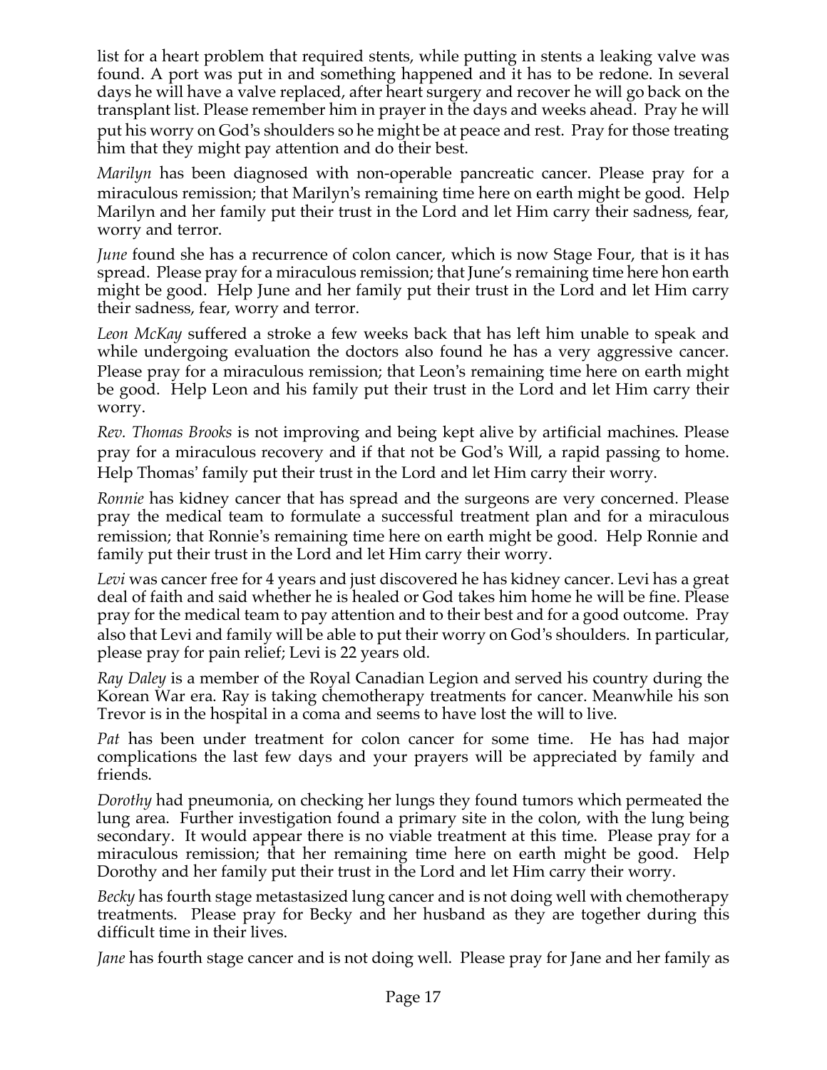list for a heart problem that required stents, while putting in stents a leaking valve was found. A port was put in and something happened and it has to be redone. In several days he will have a valve replaced, after heart surgery and recover he will go back on the transplant list. Please remember him in prayer in the days and weeks ahead. Pray he will put his worry on God's shoulders so he might be at peace and rest. Pray for those treating him that they might pay attention and do their best.

*Marilyn* has been diagnosed with non-operable pancreatic cancer. Please pray for a miraculous remission; that Marilyn's remaining time here on earth might be good. Help Marilyn and her family put their trust in the Lord and let Him carry their sadness, fear, worry and terror.

*June* found she has a recurrence of colon cancer, which is now Stage Four, that is it has spread. Please pray for a miraculous remission; that June's remaining time here hon earth might be good. Help June and her family put their trust in the Lord and let Him carry their sadness, fear, worry and terror.

*Leon McKay* suffered a stroke a few weeks back that has left him unable to speak and while undergoing evaluation the doctors also found he has a very aggressive cancer. Please pray for a miraculous remission; that Leon's remaining time here on earth might be good. Help Leon and his family put their trust in the Lord and let Him carry their worry.

*Rev. Thomas Brooks* is not improving and being kept alive by artificial machines. Please pray for a miraculous recovery and if that not be God's Will, a rapid passing to home. Help Thomas' family put their trust in the Lord and let Him carry their worry.

*Ronnie* has kidney cancer that has spread and the surgeons are very concerned. Please pray the medical team to formulate a successful treatment plan and for a miraculous remission; that Ronnie's remaining time here on earth might be good. Help Ronnie and family put their trust in the Lord and let Him carry their worry.

*Levi* was cancer free for 4 years and just discovered he has kidney cancer. Levi has a great deal of faith and said whether he is healed or God takes him home he will be fine. Please pray for the medical team to pay attention and to their best and for a good outcome. Pray also that Levi and family will be able to put their worry on God's shoulders. In particular, please pray for pain relief; Levi is 22 years old.

*Ray Daley* is a member of the Royal Canadian Legion and served his country during the Korean War era. Ray is taking chemotherapy treatments for cancer. Meanwhile his son Trevor is in the hospital in a coma and seems to have lost the will to live.

*Pat* has been under treatment for colon cancer for some time. He has had major complications the last few days and your prayers will be appreciated by family and friends.

*Dorothy* had pneumonia, on checking her lungs they found tumors which permeated the lung area. Further investigation found a primary site in the colon, with the lung being secondary. It would appear there is no viable treatment at this time. Please pray for a miraculous remission; that her remaining time here on earth might be good. Help Dorothy and her family put their trust in the Lord and let Him carry their worry.

*Becky* has fourth stage metastasized lung cancer and is not doing well with chemotherapy treatments. Please pray for Becky and her husband as they are together during this difficult time in their lives.

*Jane* has fourth stage cancer and is not doing well. Please pray for Jane and her family as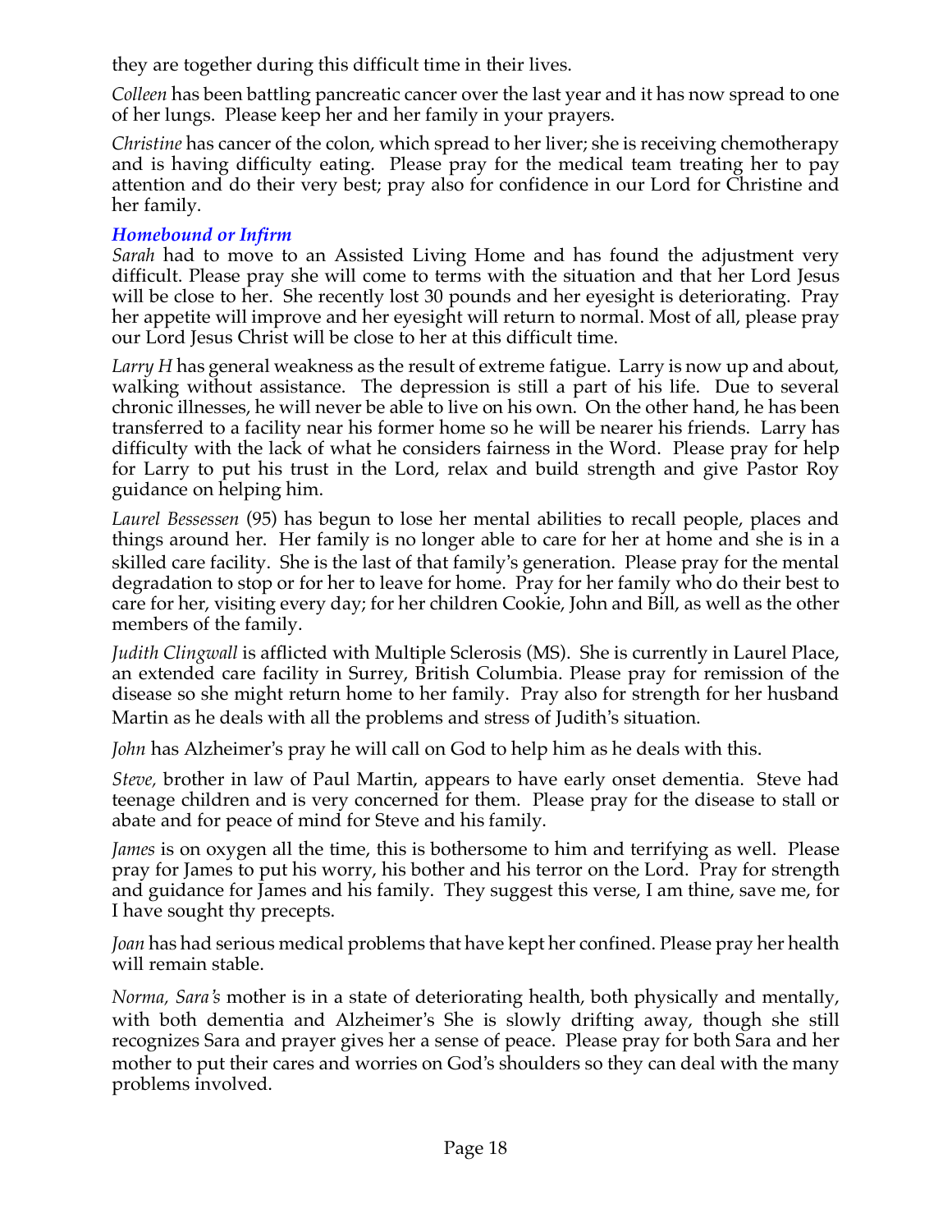they are together during this difficult time in their lives.

*Colleen* has been battling pancreatic cancer over the last year and it has now spread to one of her lungs. Please keep her and her family in your prayers.

*Christine* has cancer of the colon, which spread to her liver; she is receiving chemotherapy and is having difficulty eating. Please pray for the medical team treating her to pay attention and do their very best; pray also for confidence in our Lord for Christine and her family.

### *Homebound or Infirm*

*Sarah* had to move to an Assisted Living Home and has found the adjustment very difficult. Please pray she will come to terms with the situation and that her Lord Jesus will be close to her. She recently lost 30 pounds and her eyesight is deteriorating. Pray her appetite will improve and her eyesight will return to normal. Most of all, please pray our Lord Jesus Christ will be close to her at this difficult time.

*Larry H* has general weakness as the result of extreme fatigue. Larry is now up and about, walking without assistance. The depression is still a part of his life. Due to several chronic illnesses, he will never be able to live on his own. On the other hand, he has been transferred to a facility near his former home so he will be nearer his friends. Larry has difficulty with the lack of what he considers fairness in the Word. Please pray for help for Larry to put his trust in the Lord, relax and build strength and give Pastor Roy guidance on helping him.

*Laurel Bessessen* (95) has begun to lose her mental abilities to recall people, places and things around her. Her family is no longer able to care for her at home and she is in a skilled care facility. She is the last of that family's generation. Please pray for the mental degradation to stop or for her to leave for home. Pray for her family who do their best to care for her, visiting every day; for her children Cookie, John and Bill, as well as the other members of the family.

*Judith Clingwall* is afflicted with Multiple Sclerosis (MS). She is currently in Laurel Place, an extended care facility in Surrey, British Columbia. Please pray for remission of the disease so she might return home to her family. Pray also for strength for her husband Martin as he deals with all the problems and stress of Judith's situation.

*John* has Alzheimer's pray he will call on God to help him as he deals with this.

*Steve,* brother in law of Paul Martin, appears to have early onset dementia. Steve had teenage children and is very concerned for them. Please pray for the disease to stall or abate and for peace of mind for Steve and his family.

*James* is on oxygen all the time, this is bothersome to him and terrifying as well. Please pray for James to put his worry, his bother and his terror on the Lord. Pray for strength and guidance for James and his family. They suggest this verse, I am thine, save me, for I have sought thy precepts.

*Joan* has had serious medical problems that have kept her confined. Please pray her health will remain stable.

*Norma, Sara's* mother is in a state of deteriorating health, both physically and mentally, with both dementia and Alzheimer's She is slowly drifting away, though she still recognizes Sara and prayer gives her a sense of peace. Please pray for both Sara and her mother to put their cares and worries on God's shoulders so they can deal with the many problems involved.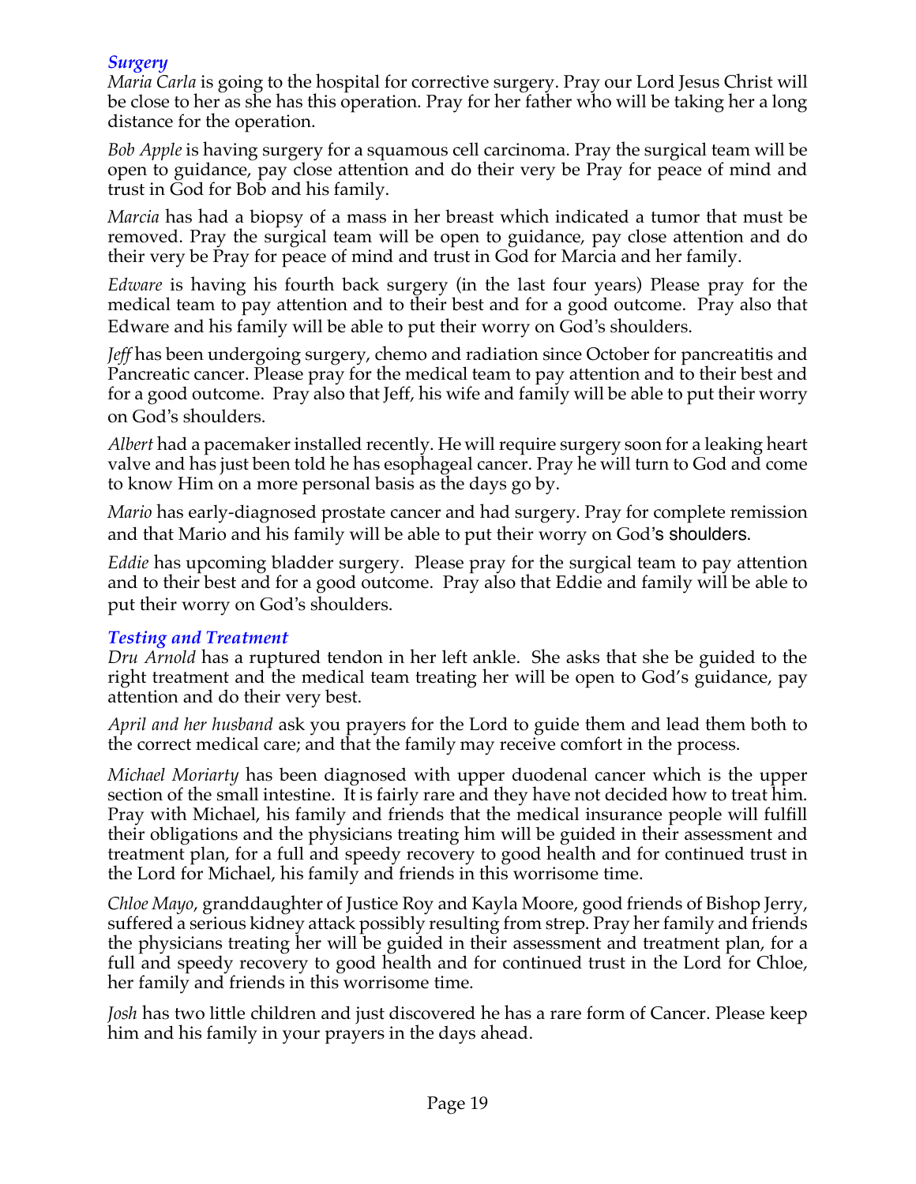### *Surgery*

*Maria Carla* is going to the hospital for corrective surgery. Pray our Lord Jesus Christ will be close to her as she has this operation. Pray for her father who will be taking her a long distance for the operation.

*Bob Apple* is having surgery for a squamous cell carcinoma. Pray the surgical team will be open to guidance, pay close attention and do their very be Pray for peace of mind and trust in God for Bob and his family.

*Marcia* has had a biopsy of a mass in her breast which indicated a tumor that must be removed. Pray the surgical team will be open to guidance, pay close attention and do their very be Pray for peace of mind and trust in God for Marcia and her family.

*Edware* is having his fourth back surgery (in the last four years) Please pray for the medical team to pay attention and to their best and for a good outcome. Pray also that Edware and his family will be able to put their worry on God's shoulders.

*Jeff* has been undergoing surgery, chemo and radiation since October for pancreatitis and Pancreatic cancer. Please pray for the medical team to pay attention and to their best and for a good outcome. Pray also that Jeff, his wife and family will be able to put their worry on God's shoulders.

*Albert* had a pacemaker installed recently. He will require surgery soon for a leaking heart valve and has just been told he has esophageal cancer. Pray he will turn to God and come to know Him on a more personal basis as the days go by.

*Mario* has early-diagnosed prostate cancer and had surgery. Pray for complete remission and that Mario and his family will be able to put their worry on God's shoulders.

*Eddie* has upcoming bladder surgery. Please pray for the surgical team to pay attention and to their best and for a good outcome. Pray also that Eddie and family will be able to put their worry on God's shoulders.

### *Testing and Treatment*

*Dru Arnold* has a ruptured tendon in her left ankle. She asks that she be guided to the right treatment and the medical team treating her will be open to God's guidance, pay attention and do their very best.

*April and her husband* ask you prayers for the Lord to guide them and lead them both to the correct medical care; and that the family may receive comfort in the process.

*Michael Moriarty* has been diagnosed with upper duodenal cancer which is the upper section of the small intestine. It is fairly rare and they have not decided how to treat him. Pray with Michael, his family and friends that the medical insurance people will fulfill their obligations and the physicians treating him will be guided in their assessment and treatment plan, for a full and speedy recovery to good health and for continued trust in the Lord for Michael, his family and friends in this worrisome time.

*Chloe Mayo*, granddaughter of Justice Roy and Kayla Moore, good friends of Bishop Jerry, suffered a serious kidney attack possibly resulting from strep. Pray her family and friends the physicians treating her will be guided in their assessment and treatment plan, for a full and speedy recovery to good health and for continued trust in the Lord for Chloe, her family and friends in this worrisome time.

*Josh* has two little children and just discovered he has a rare form of Cancer. Please keep him and his family in your prayers in the days ahead.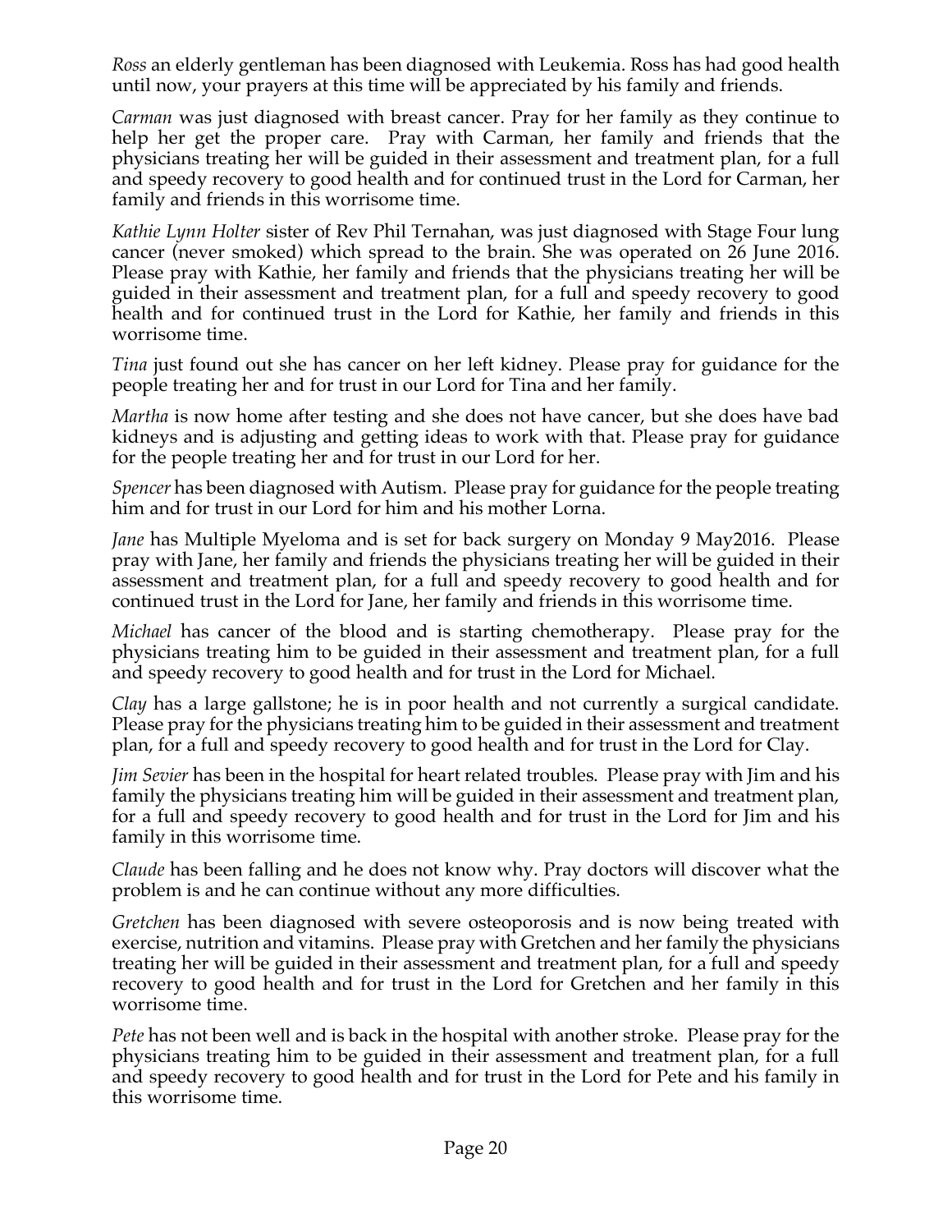*Ross* an elderly gentleman has been diagnosed with Leukemia. Ross has had good health until now, your prayers at this time will be appreciated by his family and friends.

*Carman* was just diagnosed with breast cancer. Pray for her family as they continue to help her get the proper care. Pray with Carman, her family and friends that the physicians treating her will be guided in their assessment and treatment plan, for a full and speedy recovery to good health and for continued trust in the Lord for Carman, her family and friends in this worrisome time.

*Kathie Lynn Holter* sister of Rev Phil Ternahan, was just diagnosed with Stage Four lung cancer (never smoked) which spread to the brain. She was operated on 26 June 2016. Please pray with Kathie, her family and friends that the physicians treating her will be guided in their assessment and treatment plan, for a full and speedy recovery to good health and for continued trust in the Lord for Kathie, her family and friends in this worrisome time.

*Tina* just found out she has cancer on her left kidney. Please pray for guidance for the people treating her and for trust in our Lord for Tina and her family.

*Martha* is now home after testing and she does not have cancer, but she does have bad kidneys and is adjusting and getting ideas to work with that. Please pray for guidance for the people treating her and for trust in our Lord for her.

*Spencer* has been diagnosed with Autism. Please pray for guidance for the people treating him and for trust in our Lord for him and his mother Lorna.

*Jane* has Multiple Myeloma and is set for back surgery on Monday 9 May2016. Please pray with Jane, her family and friends the physicians treating her will be guided in their assessment and treatment plan, for a full and speedy recovery to good health and for continued trust in the Lord for Jane, her family and friends in this worrisome time.

*Michael* has cancer of the blood and is starting chemotherapy. Please pray for the physicians treating him to be guided in their assessment and treatment plan, for a full and speedy recovery to good health and for trust in the Lord for Michael.

*Clay* has a large gallstone; he is in poor health and not currently a surgical candidate. Please pray for the physicians treating him to be guided in their assessment and treatment plan, for a full and speedy recovery to good health and for trust in the Lord for Clay.

*Jim Sevier* has been in the hospital for heart related troubles. Please pray with Jim and his family the physicians treating him will be guided in their assessment and treatment plan, for a full and speedy recovery to good health and for trust in the Lord for Jim and his family in this worrisome time.

*Claude* has been falling and he does not know why. Pray doctors will discover what the problem is and he can continue without any more difficulties.

*Gretchen* has been diagnosed with severe osteoporosis and is now being treated with exercise, nutrition and vitamins. Please pray with Gretchen and her family the physicians treating her will be guided in their assessment and treatment plan, for a full and speedy recovery to good health and for trust in the Lord for Gretchen and her family in this worrisome time.

*Pete* has not been well and is back in the hospital with another stroke. Please pray for the physicians treating him to be guided in their assessment and treatment plan, for a full and speedy recovery to good health and for trust in the Lord for Pete and his family in this worrisome time.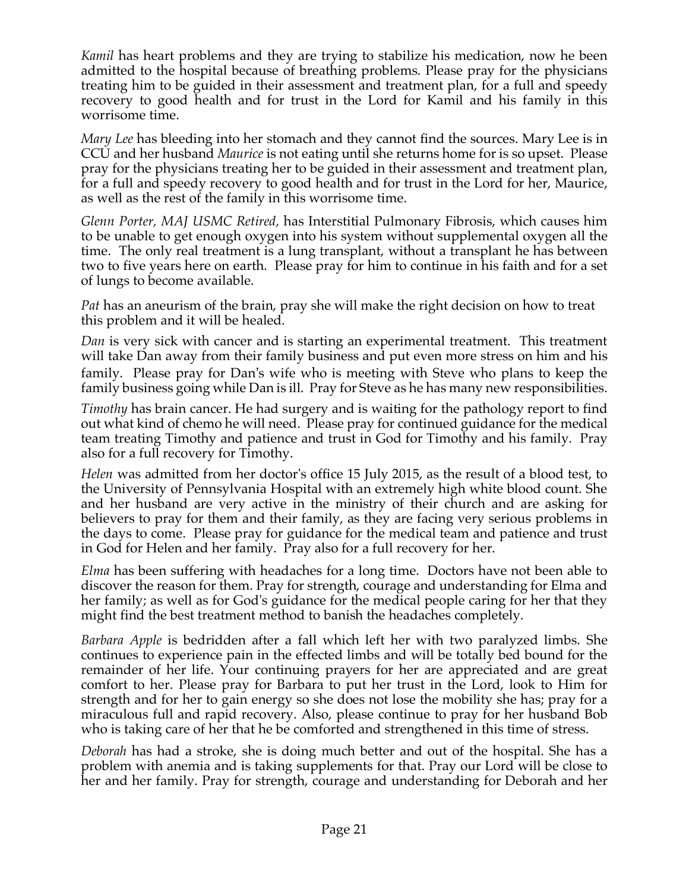*Kamil* has heart problems and they are trying to stabilize his medication, now he been admitted to the hospital because of breathing problems. Please pray for the physicians treating him to be guided in their assessment and treatment plan, for a full and speedy recovery to good health and for trust in the Lord for Kamil and his family in this worrisome time.

*Mary Lee* has bleeding into her stomach and they cannot find the sources. Mary Lee is in CCU and her husband *Maurice* is not eating until she returns home for is so upset. Please pray for the physicians treating her to be guided in their assessment and treatment plan, for a full and speedy recovery to good health and for trust in the Lord for her, Maurice, as well as the rest of the family in this worrisome time.

*Glenn Porter, MAJ USMC Retired,* has Interstitial Pulmonary Fibrosis, which causes him to be unable to get enough oxygen into his system without supplemental oxygen all the time. The only real treatment is a lung transplant, without a transplant he has between two to five years here on earth. Please pray for him to continue in his faith and for a set of lungs to become available.

*Pat* has an aneurism of the brain, pray she will make the right decision on how to treat this problem and it will be healed.

*Dan* is very sick with cancer and is starting an experimental treatment. This treatment will take Dan away from their family business and put even more stress on him and his family. Please pray for Dan's wife who is meeting with Steve who plans to keep the family business going while Dan is ill. Pray for Steve as he has many new responsibilities.

*Timothy* has brain cancer. He had surgery and is waiting for the pathology report to find out what kind of chemo he will need. Please pray for continued guidance for the medical team treating Timothy and patience and trust in God for Timothy and his family. Pray also for a full recovery for Timothy.

*Helen* was admitted from her doctor's office 15 July 2015, as the result of a blood test, to the University of Pennsylvania Hospital with an extremely high white blood count. She and her husband are very active in the ministry of their church and are asking for believers to pray for them and their family, as they are facing very serious problems in the days to come. Please pray for guidance for the medical team and patience and trust in God for Helen and her family. Pray also for a full recovery for her.

*Elma* has been suffering with headaches for a long time. Doctors have not been able to discover the reason for them. Pray for strength, courage and understanding for Elma and her family; as well as for God's guidance for the medical people caring for her that they might find the best treatment method to banish the headaches completely.

*Barbara Apple* is bedridden after a fall which left her with two paralyzed limbs. She continues to experience pain in the effected limbs and will be totally bed bound for the remainder of her life. Your continuing prayers for her are appreciated and are great comfort to her. Please pray for Barbara to put her trust in the Lord, look to Him for strength and for her to gain energy so she does not lose the mobility she has; pray for a miraculous full and rapid recovery. Also, please continue to pray for her husband Bob who is taking care of her that he be comforted and strengthened in this time of stress.

*Deborah* has had a stroke, she is doing much better and out of the hospital. She has a problem with anemia and is taking supplements for that. Pray our Lord will be close to her and her family. Pray for strength, courage and understanding for Deborah and her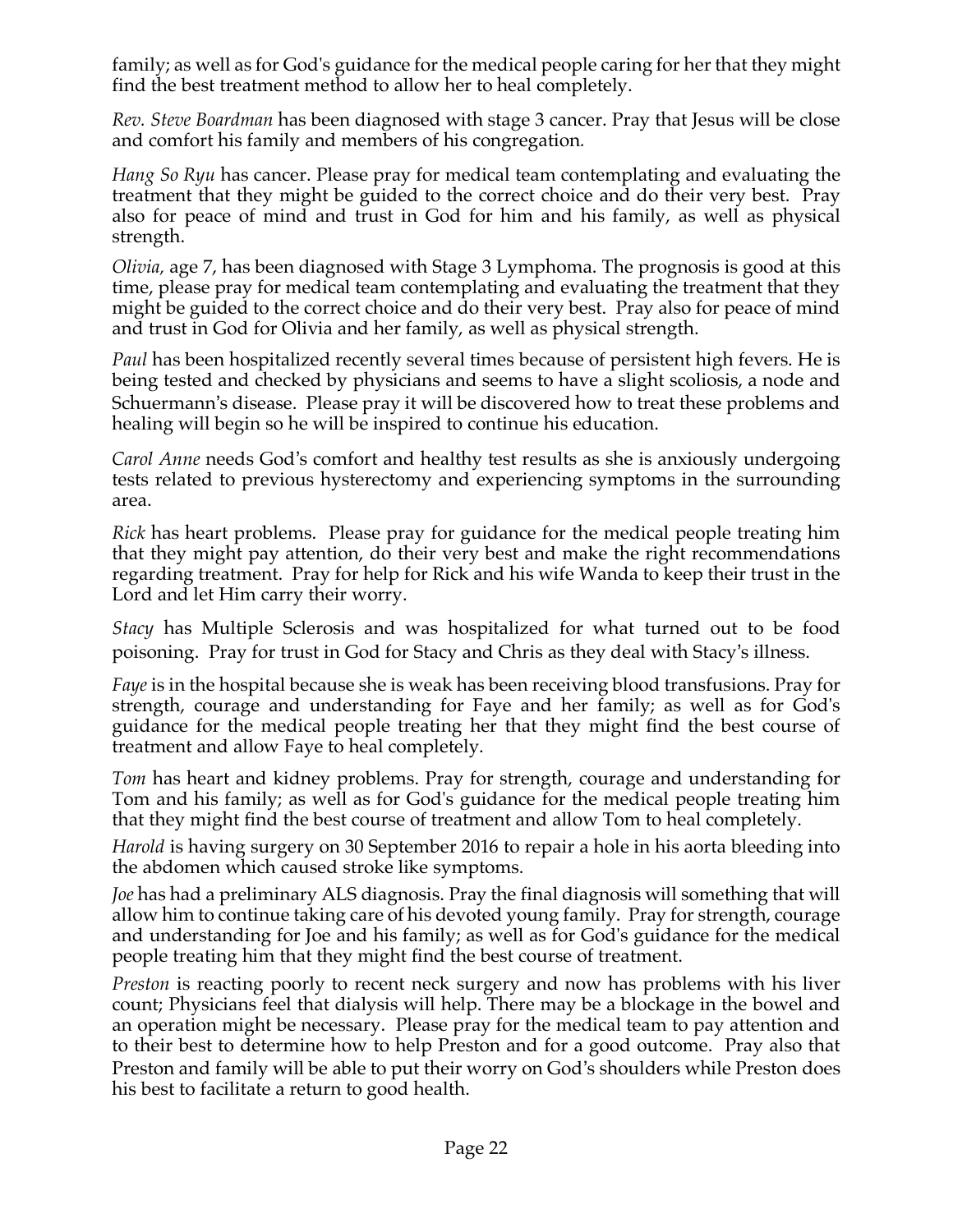family; as well as for God's guidance for the medical people caring for her that they might find the best treatment method to allow her to heal completely.

*Rev. Steve Boardman* has been diagnosed with stage 3 cancer. Pray that Jesus will be close and comfort his family and members of his congregation.

*Hang So Ryu* has cancer. Please pray for medical team contemplating and evaluating the treatment that they might be guided to the correct choice and do their very best. Pray also for peace of mind and trust in God for him and his family, as well as physical strength.

*Olivia,* age 7, has been diagnosed with Stage 3 Lymphoma. The prognosis is good at this time, please pray for medical team contemplating and evaluating the treatment that they might be guided to the correct choice and do their very best. Pray also for peace of mind and trust in God for Olivia and her family, as well as physical strength.

*Paul* has been hospitalized recently several times because of persistent high fevers. He is being tested and checked by physicians and seems to have a slight scoliosis, a node and Schuermann's disease. Please pray it will be discovered how to treat these problems and healing will begin so he will be inspired to continue his education.

*Carol Anne* needs God's comfort and healthy test results as she is anxiously undergoing tests related to previous hysterectomy and experiencing symptoms in the surrounding area.

*Rick* has heart problems. Please pray for guidance for the medical people treating him that they might pay attention, do their very best and make the right recommendations regarding treatment. Pray for help for Rick and his wife Wanda to keep their trust in the Lord and let Him carry their worry.

*Stacy* has Multiple Sclerosis and was hospitalized for what turned out to be food poisoning. Pray for trust in God for Stacy and Chris as they deal with Stacy's illness.

*Faye* is in the hospital because she is weak has been receiving blood transfusions. Pray for strength, courage and understanding for Faye and her family; as well as for God's guidance for the medical people treating her that they might find the best course of treatment and allow Faye to heal completely.

*Tom* has heart and kidney problems. Pray for strength, courage and understanding for Tom and his family; as well as for God's guidance for the medical people treating him that they might find the best course of treatment and allow Tom to heal completely.

*Harold* is having surgery on 30 September 2016 to repair a hole in his aorta bleeding into the abdomen which caused stroke like symptoms.

*Joe* has had a preliminary ALS diagnosis. Pray the final diagnosis will something that will allow him to continue taking care of his devoted young family. Pray for strength, courage and understanding for Joe and his family; as well as for God's guidance for the medical people treating him that they might find the best course of treatment.

*Preston* is reacting poorly to recent neck surgery and now has problems with his liver count; Physicians feel that dialysis will help. There may be a blockage in the bowel and an operation might be necessary. Please pray for the medical team to pay attention and to their best to determine how to help Preston and for a good outcome. Pray also that Preston and family will be able to put their worry on God's shoulders while Preston does his best to facilitate a return to good health.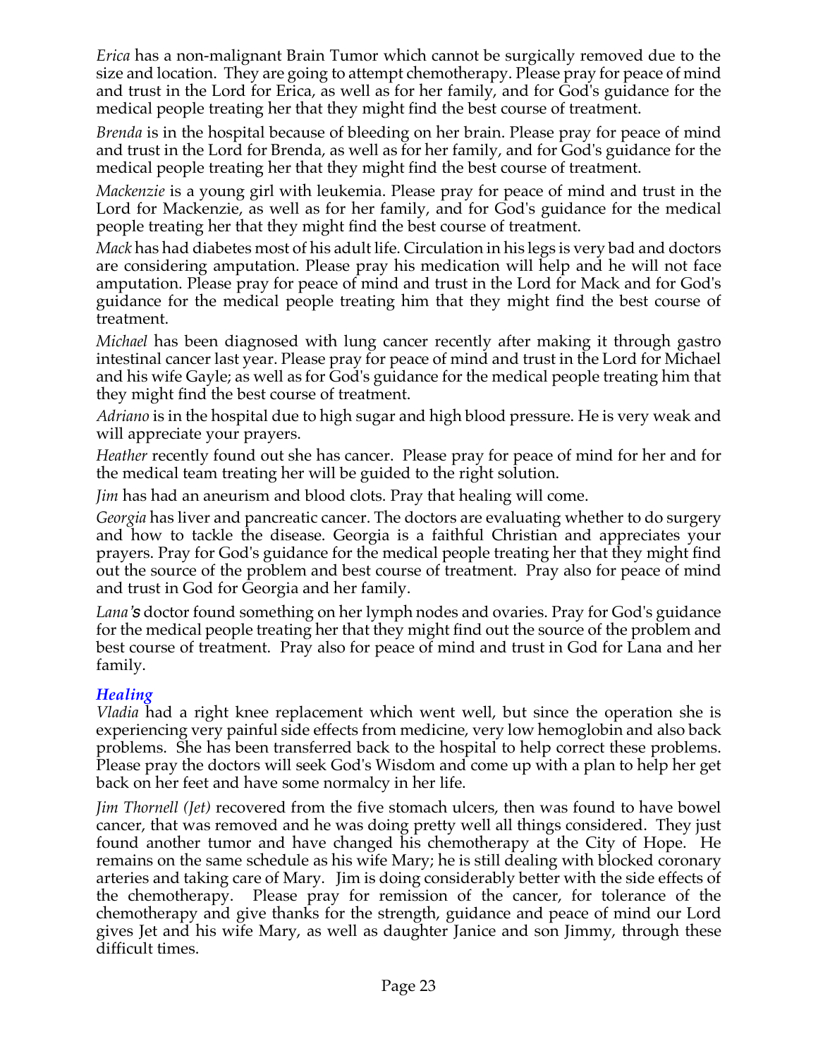*Erica* has a non-malignant Brain Tumor which cannot be surgically removed due to the size and location. They are going to attempt chemotherapy. Please pray for peace of mind and trust in the Lord for Erica, as well as for her family, and for God's guidance for the medical people treating her that they might find the best course of treatment.

*Brenda* is in the hospital because of bleeding on her brain. Please pray for peace of mind and trust in the Lord for Brenda, as well as for her family, and for God's guidance for the medical people treating her that they might find the best course of treatment.

*Mackenzie* is a young girl with leukemia. Please pray for peace of mind and trust in the Lord for Mackenzie, as well as for her family, and for God's guidance for the medical people treating her that they might find the best course of treatment.

*Mack* has had diabetes most of his adult life. Circulation in his legs is very bad and doctors are considering amputation. Please pray his medication will help and he will not face amputation. Please pray for peace of mind and trust in the Lord for Mack and for God's guidance for the medical people treating him that they might find the best course of treatment.

*Michael* has been diagnosed with lung cancer recently after making it through gastro intestinal cancer last year. Please pray for peace of mind and trust in the Lord for Michael and his wife Gayle; as well as for God's guidance for the medical people treating him that they might find the best course of treatment.

*Adriano* is in the hospital due to high sugar and high blood pressure. He is very weak and will appreciate your prayers.

*Heather* recently found out she has cancer. Please pray for peace of mind for her and for the medical team treating her will be guided to the right solution.

*Jim* has had an aneurism and blood clots. Pray that healing will come.

*Georgia* has liver and pancreatic cancer. The doctors are evaluating whether to do surgery and how to tackle the disease. Georgia is a faithful Christian and appreciates your prayers. Pray for God's guidance for the medical people treating her that they might find out the source of the problem and best course of treatment. Pray also for peace of mind and trust in God for Georgia and her family.

*Lana's* doctor found something on her lymph nodes and ovaries. Pray for God's guidance for the medical people treating her that they might find out the source of the problem and best course of treatment. Pray also for peace of mind and trust in God for Lana and her family.

### *Healing*

*Vladia* had a right knee replacement which went well, but since the operation she is experiencing very painful side effects from medicine, very low hemoglobin and also back problems. She has been transferred back to the hospital to help correct these problems. Please pray the doctors will seek God's Wisdom and come up with a plan to help her get back on her feet and have some normalcy in her life.

*Jim Thornell (Jet)* recovered from the five stomach ulcers, then was found to have bowel cancer, that was removed and he was doing pretty well all things considered. They just found another tumor and have changed his chemotherapy at the City of Hope. He remains on the same schedule as his wife Mary; he is still dealing with blocked coronary arteries and taking care of Mary. Jim is doing considerably better with the side effects of the chemotherapy. Please pray for remission of the cancer, for tolerance of the chemotherapy and give thanks for the strength, guidance and peace of mind our Lord gives Jet and his wife Mary, as well as daughter Janice and son Jimmy, through these difficult times.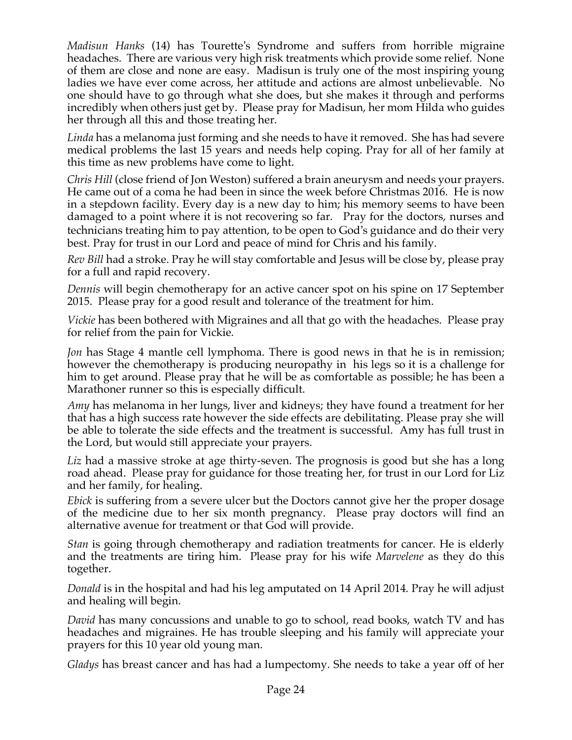*Madisun Hanks* (14) has Tourette's Syndrome and suffers from horrible migraine headaches. There are various very high risk treatments which provide some relief. None of them are close and none are easy. Madisun is truly one of the most inspiring young ladies we have ever come across, her attitude and actions are almost unbelievable. No one should have to go through what she does, but she makes it through and performs incredibly when others just get by. Please pray for Madisun, her mom Hilda who guides her through all this and those treating her.

*Linda* has a melanoma just forming and she needs to have it removed. She has had severe medical problems the last 15 years and needs help coping. Pray for all of her family at this time as new problems have come to light.

*Chris Hill* (close friend of Jon Weston) suffered a brain aneurysm and needs your prayers. He came out of a coma he had been in since the week before Christmas 2016. He is now in a stepdown facility. Every day is a new day to him; his memory seems to have been damaged to a point where it is not recovering so far. Pray for the doctors, nurses and technicians treating him to pay attention, to be open to God's guidance and do their very best. Pray for trust in our Lord and peace of mind for Chris and his family.

*Rev Bill* had a stroke. Pray he will stay comfortable and Jesus will be close by, please pray for a full and rapid recovery.

*Dennis* will begin chemotherapy for an active cancer spot on his spine on 17 September 2015. Please pray for a good result and tolerance of the treatment for him.

*Vickie* has been bothered with Migraines and all that go with the headaches. Please pray for relief from the pain for Vickie.

*Jon* has Stage 4 mantle cell lymphoma. There is good news in that he is in remission; however the chemotherapy is producing neuropathy in his legs so it is a challenge for him to get around. Please pray that he will be as comfortable as possible; he has been a Marathoner runner so this is especially difficult.

*Amy* has melanoma in her lungs, liver and kidneys; they have found a treatment for her that has a high success rate however the side effects are debilitating. Please pray she will be able to tolerate the side effects and the treatment is successful. Amy has full trust in the Lord, but would still appreciate your prayers.

*Liz* had a massive stroke at age thirty-seven. The prognosis is good but she has a long road ahead. Please pray for guidance for those treating her, for trust in our Lord for Liz and her family, for healing.

*Ebick* is suffering from a severe ulcer but the Doctors cannot give her the proper dosage of the medicine due to her six month pregnancy. Please pray doctors will find an alternative avenue for treatment or that God will provide.

*Stan* is going through chemotherapy and radiation treatments for cancer. He is elderly and the treatments are tiring him. Please pray for his wife *Marvelene* as they do this together.

*Donald* is in the hospital and had his leg amputated on 14 April 2014. Pray he will adjust and healing will begin.

*David* has many concussions and unable to go to school, read books, watch TV and has headaches and migraines. He has trouble sleeping and his family will appreciate your prayers for this 10 year old young man.

*Gladys* has breast cancer and has had a lumpectomy. She needs to take a year off of her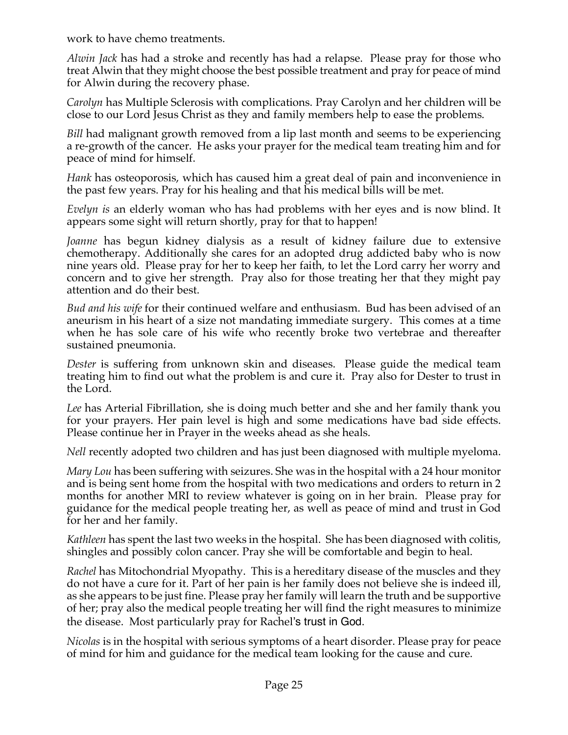work to have chemo treatments.

*Alwin Jack* has had a stroke and recently has had a relapse. Please pray for those who treat Alwin that they might choose the best possible treatment and pray for peace of mind for Alwin during the recovery phase.

*Carolyn* has Multiple Sclerosis with complications. Pray Carolyn and her children will be close to our Lord Jesus Christ as they and family members help to ease the problems.

*Bill* had malignant growth removed from a lip last month and seems to be experiencing a re-growth of the cancer. He asks your prayer for the medical team treating him and for peace of mind for himself.

*Hank* has osteoporosis, which has caused him a great deal of pain and inconvenience in the past few years. Pray for his healing and that his medical bills will be met.

*Evelyn is* an elderly woman who has had problems with her eyes and is now blind. It appears some sight will return shortly, pray for that to happen!

*Joanne* has begun kidney dialysis as a result of kidney failure due to extensive chemotherapy. Additionally she cares for an adopted drug addicted baby who is now nine years old. Please pray for her to keep her faith, to let the Lord carry her worry and concern and to give her strength. Pray also for those treating her that they might pay attention and do their best.

*Bud and his wife* for their continued welfare and enthusiasm. Bud has been advised of an aneurism in his heart of a size not mandating immediate surgery. This comes at a time when he has sole care of his wife who recently broke two vertebrae and thereafter sustained pneumonia.

*Dester* is suffering from unknown skin and diseases. Please guide the medical team treating him to find out what the problem is and cure it. Pray also for Dester to trust in the Lord.

*Lee* has Arterial Fibrillation, she is doing much better and she and her family thank you for your prayers. Her pain level is high and some medications have bad side effects. Please continue her in Prayer in the weeks ahead as she heals.

*Nell* recently adopted two children and has just been diagnosed with multiple myeloma.

*Mary Lou* has been suffering with seizures. She was in the hospital with a 24 hour monitor and is being sent home from the hospital with two medications and orders to return in 2 months for another MRI to review whatever is going on in her brain. Please pray for guidance for the medical people treating her, as well as peace of mind and trust in God for her and her family.

*Kathleen* has spent the last two weeks in the hospital. She has been diagnosed with colitis, shingles and possibly colon cancer. Pray she will be comfortable and begin to heal.

*Rachel* has Mitochondrial Myopathy. This is a hereditary disease of the muscles and they do not have a cure for it. Part of her pain is her family does not believe she is indeed ill, as she appears to be just fine. Please pray her family will learn the truth and be supportive of her; pray also the medical people treating her will find the right measures to minimize the disease. Most particularly pray for Rachel's trust in God.

*Nicolas* is in the hospital with serious symptoms of a heart disorder. Please pray for peace of mind for him and guidance for the medical team looking for the cause and cure.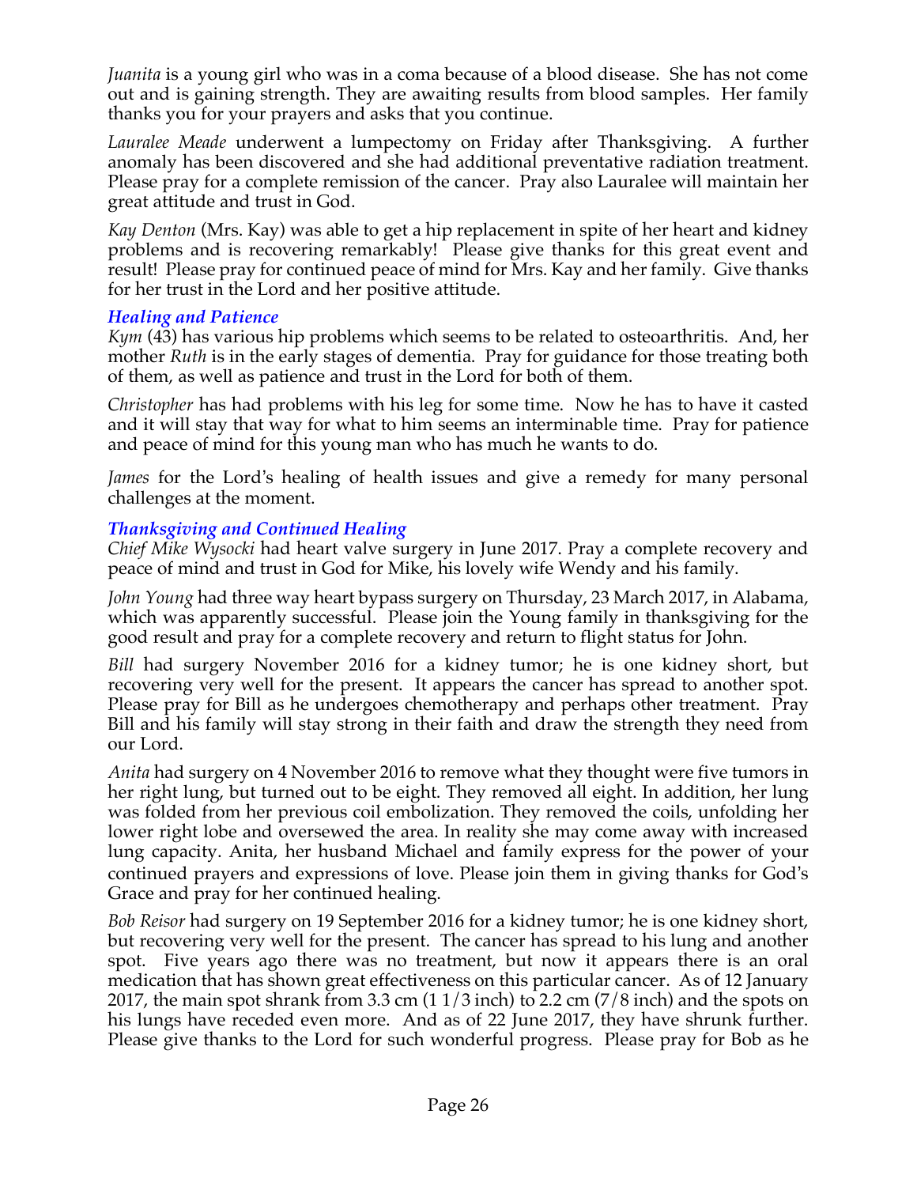*Juanita* is a young girl who was in a coma because of a blood disease. She has not come out and is gaining strength. They are awaiting results from blood samples. Her family thanks you for your prayers and asks that you continue.

*Lauralee Meade* underwent a lumpectomy on Friday after Thanksgiving. A further anomaly has been discovered and she had additional preventative radiation treatment. Please pray for a complete remission of the cancer. Pray also Lauralee will maintain her great attitude and trust in God.

*Kay Denton* (Mrs. Kay) was able to get a hip replacement in spite of her heart and kidney problems and is recovering remarkably! Please give thanks for this great event and result! Please pray for continued peace of mind for Mrs. Kay and her family. Give thanks for her trust in the Lord and her positive attitude.

### *Healing and Patience*

*Kym* (43) has various hip problems which seems to be related to osteoarthritis. And, her mother *Ruth* is in the early stages of dementia. Pray for guidance for those treating both of them, as well as patience and trust in the Lord for both of them.

*Christopher* has had problems with his leg for some time. Now he has to have it casted and it will stay that way for what to him seems an interminable time. Pray for patience and peace of mind for this young man who has much he wants to do.

*James* for the Lord's healing of health issues and give a remedy for many personal challenges at the moment.

### *Thanksgiving and Continued Healing*

*Chief Mike Wysocki* had heart valve surgery in June 2017. Pray a complete recovery and peace of mind and trust in God for Mike, his lovely wife Wendy and his family.

*John Young* had three way heart bypass surgery on Thursday, 23 March 2017, in Alabama, which was apparently successful. Please join the Young family in thanksgiving for the good result and pray for a complete recovery and return to flight status for John.

*Bill* had surgery November 2016 for a kidney tumor; he is one kidney short, but recovering very well for the present. It appears the cancer has spread to another spot. Please pray for Bill as he undergoes chemotherapy and perhaps other treatment. Pray Bill and his family will stay strong in their faith and draw the strength they need from our Lord.

*Anita* had surgery on 4 November 2016 to remove what they thought were five tumors in her right lung, but turned out to be eight. They removed all eight. In addition, her lung was folded from her previous coil embolization. They removed the coils, unfolding her lower right lobe and oversewed the area. In reality she may come away with increased lung capacity. Anita, her husband Michael and family express for the power of your continued prayers and expressions of love. Please join them in giving thanks for God's Grace and pray for her continued healing.

*Bob Reisor* had surgery on 19 September 2016 for a kidney tumor; he is one kidney short, but recovering very well for the present. The cancer has spread to his lung and another spot. Five years ago there was no treatment, but now it appears there is an oral medication that has shown great effectiveness on this particular cancer. As of 12 January 2017, the main spot shrank from 3.3 cm (1 1/3 inch) to 2.2 cm (7/8 inch) and the spots on his lungs have receded even more. And as of 22 June 2017, they have shrunk further. Please give thanks to the Lord for such wonderful progress. Please pray for Bob as he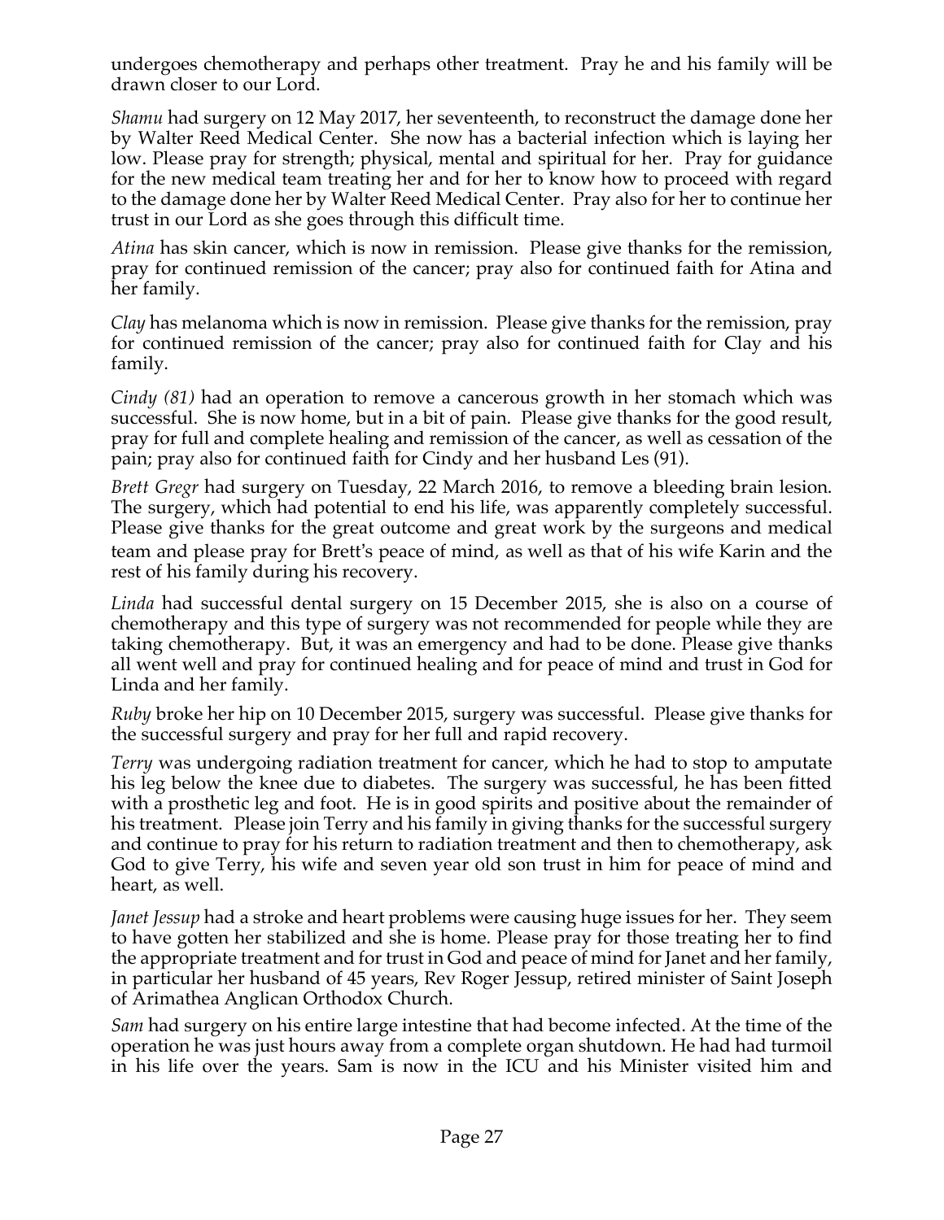undergoes chemotherapy and perhaps other treatment. Pray he and his family will be drawn closer to our Lord.

*Shamu* had surgery on 12 May 2017, her seventeenth, to reconstruct the damage done her by Walter Reed Medical Center. She now has a bacterial infection which is laying her low. Please pray for strength; physical, mental and spiritual for her. Pray for guidance for the new medical team treating her and for her to know how to proceed with regard to the damage done her by Walter Reed Medical Center. Pray also for her to continue her trust in our Lord as she goes through this difficult time.

*Atina* has skin cancer, which is now in remission. Please give thanks for the remission, pray for continued remission of the cancer; pray also for continued faith for Atina and her family.

*Clay* has melanoma which is now in remission. Please give thanks for the remission, pray for continued remission of the cancer; pray also for continued faith for Clay and his family.

*Cindy (81)* had an operation to remove a cancerous growth in her stomach which was successful. She is now home, but in a bit of pain. Please give thanks for the good result, pray for full and complete healing and remission of the cancer, as well as cessation of the pain; pray also for continued faith for Cindy and her husband Les (91).

*Brett Gregr* had surgery on Tuesday, 22 March 2016, to remove a bleeding brain lesion. The surgery, which had potential to end his life, was apparently completely successful. Please give thanks for the great outcome and great work by the surgeons and medical team and please pray for Brett's peace of mind, as well as that of his wife Karin and the rest of his family during his recovery.

*Linda* had successful dental surgery on 15 December 2015, she is also on a course of chemotherapy and this type of surgery was not recommended for people while they are taking chemotherapy. But, it was an emergency and had to be done. Please give thanks all went well and pray for continued healing and for peace of mind and trust in God for Linda and her family.

*Ruby* broke her hip on 10 December 2015, surgery was successful. Please give thanks for the successful surgery and pray for her full and rapid recovery.

*Terry* was undergoing radiation treatment for cancer, which he had to stop to amputate his leg below the knee due to diabetes. The surgery was successful, he has been fitted with a prosthetic leg and foot. He is in good spirits and positive about the remainder of his treatment. Please join Terry and his family in giving thanks for the successful surgery and continue to pray for his return to radiation treatment and then to chemotherapy, ask God to give Terry, his wife and seven year old son trust in him for peace of mind and heart, as well.

*Janet Jessup* had a stroke and heart problems were causing huge issues for her. They seem to have gotten her stabilized and she is home. Please pray for those treating her to find the appropriate treatment and for trust in God and peace of mind for Janet and her family, in particular her husband of 45 years, Rev Roger Jessup, retired minister of Saint Joseph of Arimathea Anglican Orthodox Church.

*Sam* had surgery on his entire large intestine that had become infected. At the time of the operation he was just hours away from a complete organ shutdown. He had had turmoil in his life over the years. Sam is now in the ICU and his Minister visited him and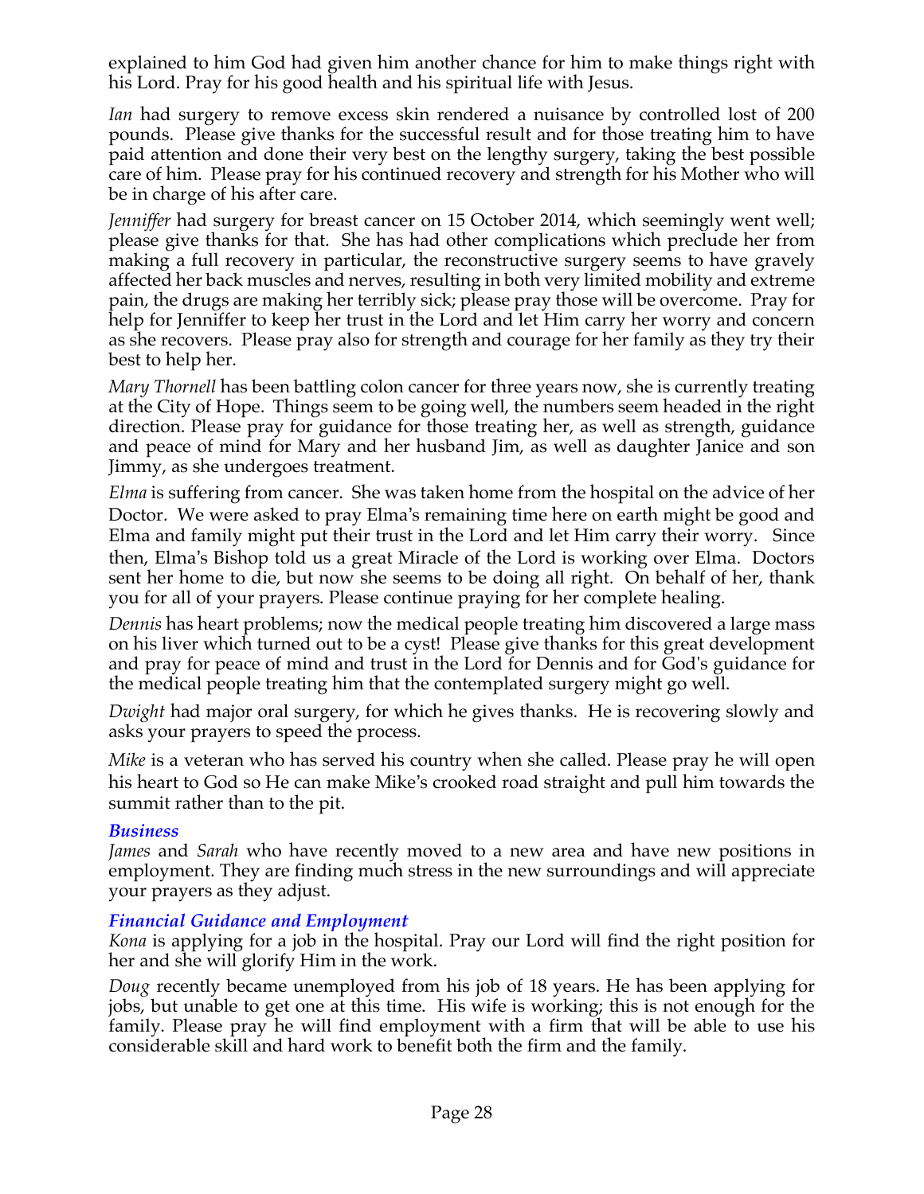explained to him God had given him another chance for him to make things right with his Lord. Pray for his good health and his spiritual life with Jesus.

*Ian* had surgery to remove excess skin rendered a nuisance by controlled lost of 200 pounds. Please give thanks for the successful result and for those treating him to have paid attention and done their very best on the lengthy surgery, taking the best possible care of him. Please pray for his continued recovery and strength for his Mother who will be in charge of his after care.

*Jenniffer* had surgery for breast cancer on 15 October 2014, which seemingly went well; please give thanks for that. She has had other complications which preclude her from making a full recovery in particular, the reconstructive surgery seems to have gravely affected her back muscles and nerves, resulting in both very limited mobility and extreme pain, the drugs are making her terribly sick; please pray those will be overcome. Pray for help for Jenniffer to keep her trust in the Lord and let Him carry her worry and concern as she recovers. Please pray also for strength and courage for her family as they try their best to help her.

*Mary Thornell* has been battling colon cancer for three years now, she is currently treating at the City of Hope. Things seem to be going well, the numbers seem headed in the right direction. Please pray for guidance for those treating her, as well as strength, guidance and peace of mind for Mary and her husband Jim, as well as daughter Janice and son Jimmy, as she undergoes treatment.

*Elma* is suffering from cancer. She was taken home from the hospital on the advice of her Doctor. We were asked to pray Elma's remaining time here on earth might be good and Elma and family might put their trust in the Lord and let Him carry their worry. Since then, Elma's Bishop told us a great Miracle of the Lord is working over Elma. Doctors sent her home to die, but now she seems to be doing all right. On behalf of her, thank you for all of your prayers. Please continue praying for her complete healing.

*Dennis* has heart problems; now the medical people treating him discovered a large mass on his liver which turned out to be a cyst! Please give thanks for this great development and pray for peace of mind and trust in the Lord for Dennis and for God's guidance for the medical people treating him that the contemplated surgery might go well.

*Dwight* had major oral surgery, for which he gives thanks. He is recovering slowly and asks your prayers to speed the process.

*Mike* is a veteran who has served his country when she called. Please pray he will open his heart to God so He can make Mike's crooked road straight and pull him towards the summit rather than to the pit.

### *Business*

*James* and *Sarah* who have recently moved to a new area and have new positions in employment. They are finding much stress in the new surroundings and will appreciate your prayers as they adjust.

### *Financial Guidance and Employment*

*Kona* is applying for a job in the hospital. Pray our Lord will find the right position for her and she will glorify Him in the work.

*Doug* recently became unemployed from his job of 18 years. He has been applying for jobs, but unable to get one at this time. His wife is working; this is not enough for the family. Please pray he will find employment with a firm that will be able to use his considerable skill and hard work to benefit both the firm and the family.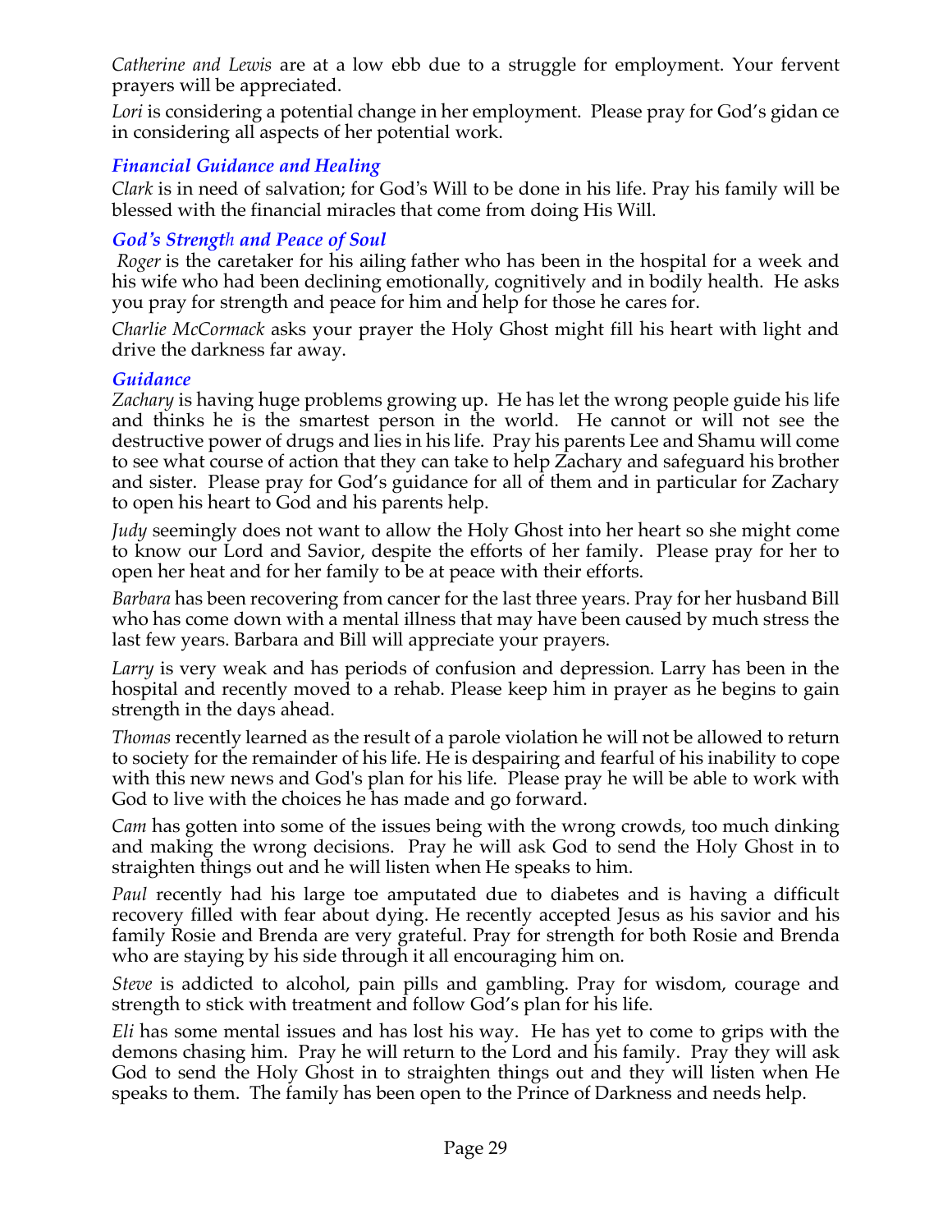*Catherine and Lewis* are at a low ebb due to a struggle for employment. Your fervent prayers will be appreciated.

*Lori* is considering a potential change in her employment. Please pray for God's gidan ce in considering all aspects of her potential work.

### *Financial Guidance and Healing*

*Clark* is in need of salvation; for God's Will to be done in his life. Pray his family will be blessed with the financial miracles that come from doing His Will.

### *God's Strength and Peace of Soul*

*Roger* is the caretaker for his ailing father who has been in the hospital for a week and his wife who had been declining emotionally, cognitively and in bodily health. He asks you pray for strength and peace for him and help for those he cares for.

*Charlie McCormack* asks your prayer the Holy Ghost might fill his heart with light and drive the darkness far away.

### *Guidance*

*Zachary* is having huge problems growing up. He has let the wrong people guide his life and thinks he is the smartest person in the world. He cannot or will not see the destructive power of drugs and lies in his life. Pray his parents Lee and Shamu will come to see what course of action that they can take to help Zachary and safeguard his brother and sister. Please pray for God's guidance for all of them and in particular for Zachary to open his heart to God and his parents help.

*Judy* seemingly does not want to allow the Holy Ghost into her heart so she might come to know our Lord and Savior, despite the efforts of her family. Please pray for her to open her heat and for her family to be at peace with their efforts.

*Barbara* has been recovering from cancer for the last three years. Pray for her husband Bill who has come down with a mental illness that may have been caused by much stress the last few years. Barbara and Bill will appreciate your prayers.

*Larry* is very weak and has periods of confusion and depression. Larry has been in the hospital and recently moved to a rehab. Please keep him in prayer as he begins to gain strength in the days ahead.

*Thomas* recently learned as the result of a parole violation he will not be allowed to return to society for the remainder of his life. He is despairing and fearful of his inability to cope with this new news and God's plan for his life. Please pray he will be able to work with God to live with the choices he has made and go forward.

*Cam* has gotten into some of the issues being with the wrong crowds, too much dinking and making the wrong decisions. Pray he will ask God to send the Holy Ghost in to straighten things out and he will listen when He speaks to him.

*Paul* recently had his large toe amputated due to diabetes and is having a difficult recovery filled with fear about dying. He recently accepted Jesus as his savior and his family Rosie and Brenda are very grateful. Pray for strength for both Rosie and Brenda who are staying by his side through it all encouraging him on.

*Steve* is addicted to alcohol, pain pills and gambling. Pray for wisdom, courage and strength to stick with treatment and follow God's plan for his life.

*Eli* has some mental issues and has lost his way. He has yet to come to grips with the demons chasing him. Pray he will return to the Lord and his family. Pray they will ask God to send the Holy Ghost in to straighten things out and they will listen when He speaks to them. The family has been open to the Prince of Darkness and needs help.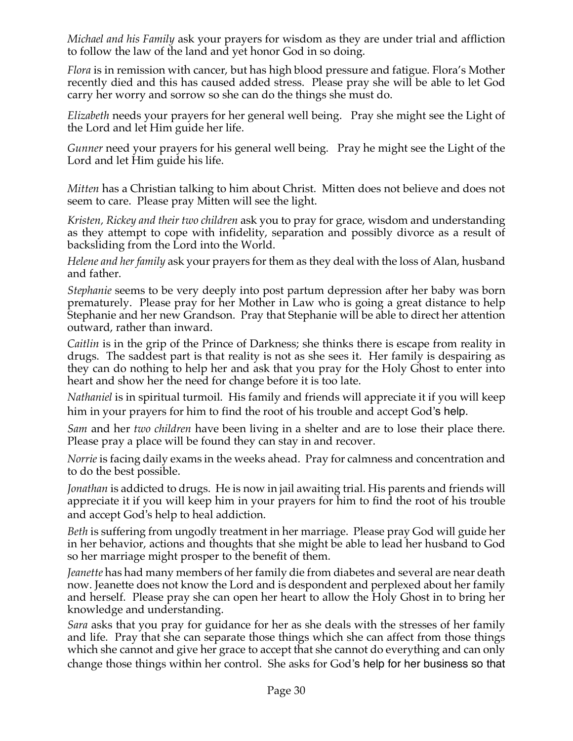*Michael and his Family* ask your prayers for wisdom as they are under trial and affliction to follow the law of the land and yet honor God in so doing.

*Flora* is in remission with cancer, but has high blood pressure and fatigue. Flora's Mother recently died and this has caused added stress. Please pray she will be able to let God carry her worry and sorrow so she can do the things she must do.

*Elizabeth* needs your prayers for her general well being. Pray she might see the Light of the Lord and let Him guide her life.

*Gunner* need your prayers for his general well being. Pray he might see the Light of the Lord and let Him guide his life.

*Mitten* has a Christian talking to him about Christ. Mitten does not believe and does not seem to care. Please pray Mitten will see the light.

*Kristen, Rickey and their two children* ask you to pray for grace, wisdom and understanding as they attempt to cope with infidelity, separation and possibly divorce as a result of backsliding from the Lord into the World.

*Helene and her family* ask your prayers for them as they deal with the loss of Alan, husband and father.

*Stephanie* seems to be very deeply into post partum depression after her baby was born prematurely. Please pray for her Mother in Law who is going a great distance to help Stephanie and her new Grandson. Pray that Stephanie will be able to direct her attention outward, rather than inward.

*Caitlin* is in the grip of the Prince of Darkness; she thinks there is escape from reality in drugs. The saddest part is that reality is not as she sees it. Her family is despairing as they can do nothing to help her and ask that you pray for the Holy Ghost to enter into heart and show her the need for change before it is too late.

*Nathaniel* is in spiritual turmoil. His family and friends will appreciate it if you will keep him in your prayers for him to find the root of his trouble and accept God's help.

*Sam* and her *two children* have been living in a shelter and are to lose their place there. Please pray a place will be found they can stay in and recover.

*Norrie* is facing daily exams in the weeks ahead. Pray for calmness and concentration and to do the best possible.

*Jonathan* is addicted to drugs. He is now in jail awaiting trial. His parents and friends will appreciate it if you will keep him in your prayers for him to find the root of his trouble and accept God's help to heal addiction.

*Beth* is suffering from ungodly treatment in her marriage. Please pray God will guide her in her behavior, actions and thoughts that she might be able to lead her husband to God so her marriage might prosper to the benefit of them.

*Jeanette* has had many members of her family die from diabetes and several are near death now. Jeanette does not know the Lord and is despondent and perplexed about her family and herself. Please pray she can open her heart to allow the Holy Ghost in to bring her knowledge and understanding.

*Sara* asks that you pray for guidance for her as she deals with the stresses of her family and life. Pray that she can separate those things which she can affect from those things which she cannot and give her grace to accept that she cannot do everything and can only change those things within her control. She asks for God's help for her business so that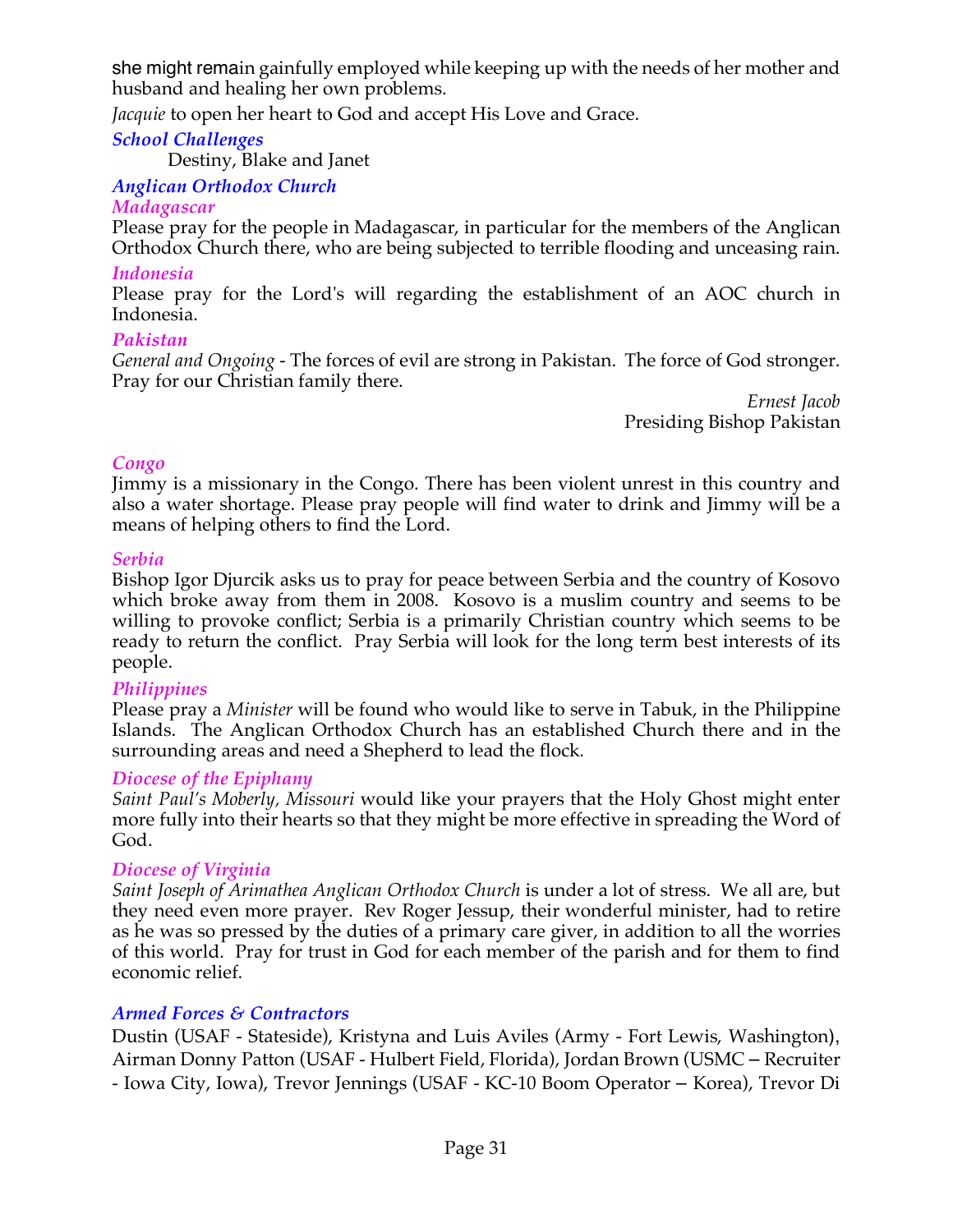she might remain gainfully employed while keeping up with the needs of her mother and husband and healing her own problems.

*Jacquie* to open her heart to God and accept His Love and Grace.

### *School Challenges*

Destiny, Blake and Janet

### *Anglican Orthodox Church*

#### *Madagascar*

Please pray for the people in Madagascar, in particular for the members of the Anglican Orthodox Church there, who are being subjected to terrible flooding and unceasing rain.

#### *Indonesia*

Please pray for the Lord's will regarding the establishment of an AOC church in Indonesia.

#### *Pakistan*

*General and Ongoing* - The forces of evil are strong in Pakistan. The force of God stronger. Pray for our Christian family there.

*Ernest Jacob*
Presiding Bishop Pakistan

#### *Congo*

Jimmy is a missionary in the Congo. There has been violent unrest in this country and also a water shortage. Please pray people will find water to drink and Jimmy will be a means of helping others to find the Lord.

#### *Serbia*

Bishop Igor Djurcik asks us to pray for peace between Serbia and the country of Kosovo which broke away from them in 2008. Kosovo is a muslim country and seems to be willing to provoke conflict; Serbia is a primarily Christian country which seems to be ready to return the conflict. Pray Serbia will look for the long term best interests of its people.

#### *Philippines*

Please pray a *Minister* will be found who would like to serve in Tabuk, in the Philippine Islands. The Anglican Orthodox Church has an established Church there and in the surrounding areas and need a Shepherd to lead the flock.

#### *Diocese of the Epiphany*

*Saint Paul's Moberly, Missouri* would like your prayers that the Holy Ghost might enter more fully into their hearts so that they might be more effective in spreading the Word of God.

#### *Diocese of Virginia*

*Saint Joseph of Arimathea Anglican Orthodox Church* is under a lot of stress. We all are, but they need even more prayer. Rev Roger Jessup, their wonderful minister, had to retire as he was so pressed by the duties of a primary care giver, in addition to all the worries of this world. Pray for trust in God for each member of the parish and for them to find economic relief.

### *Armed Forces & Contractors*

Dustin (USAF - Stateside), Kristyna and Luis Aviles (Army - Fort Lewis, Washington), Airman Donny Patton (USAF - Hulbert Field, Florida), Jordan Brown (USMC – Recruiter - Iowa City, Iowa), Trevor Jennings (USAF - KC-10 Boom Operator – Korea), Trevor Di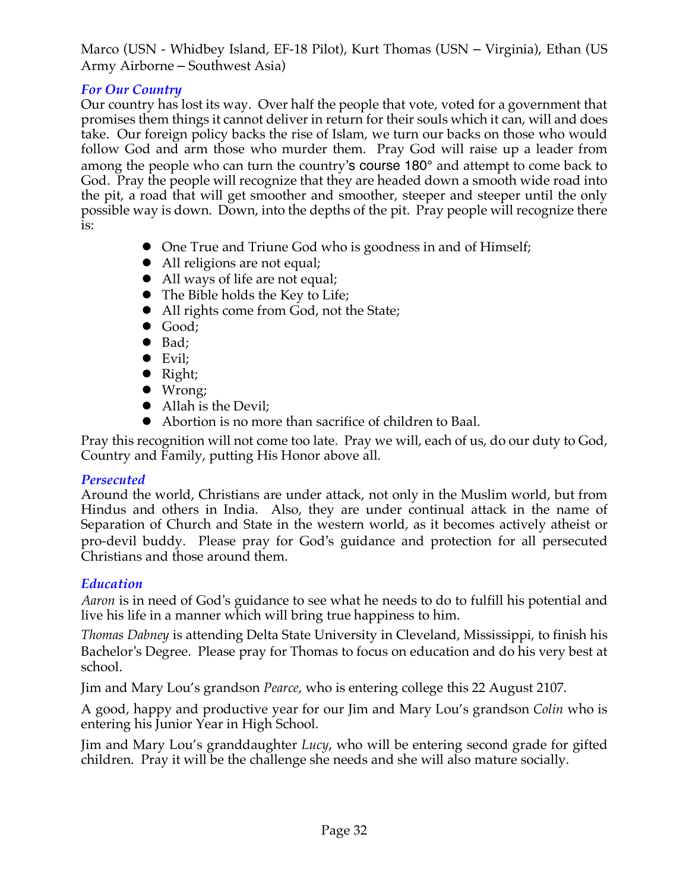Marco (USN - Whidbey Island, EF-18 Pilot), Kurt Thomas (USN – Virginia), Ethan (US Army Airborne – Southwest Asia)

### *For Our Country*

Our country has lost its way. Over half the people that vote, voted for a government that promises them things it cannot deliver in return for their souls which it can, will and does take. Our foreign policy backs the rise of Islam, we turn our backs on those who would follow God and arm those who murder them. Pray God will raise up a leader from among the people who can turn the country's course 180° and attempt to come back to God. Pray the people will recognize that they are headed down a smooth wide road into the pit, a road that will get smoother and smoother, steeper and steeper until the only possible way is down. Down, into the depths of the pit. Pray people will recognize there is:

- One True and Triune God who is goodness in and of Himself;
- All religions are not equal;
- All ways of life are not equal;
- The Bible holds the Key to Life;
- All rights come from God, not the State;
- Good;
- Bad;
- Evil;
- Right;
- Wrong;
- Allah is the Devil;
- Abortion is no more than sacrifice of children to Baal.

Pray this recognition will not come too late. Pray we will, each of us, do our duty to God, Country and Family, putting His Honor above all.

### *Persecuted*

Around the world, Christians are under attack, not only in the Muslim world, but from Hindus and others in India. Also, they are under continual attack in the name of Separation of Church and State in the western world, as it becomes actively atheist or pro-devil buddy. Please pray for God's guidance and protection for all persecuted Christians and those around them.

### *Education*

*Aaron* is in need of God's guidance to see what he needs to do to fulfill his potential and live his life in a manner which will bring true happiness to him.

*Thomas Dabney* is attending Delta State University in Cleveland, Mississippi, to finish his Bachelor's Degree. Please pray for Thomas to focus on education and do his very best at school.

Jim and Mary Lou's grandson *Pearce*, who is entering college this 22 August 2107.

A good, happy and productive year for our Jim and Mary Lou's grandson *Colin* who is entering his Junior Year in High School.

Jim and Mary Lou's granddaughter *Lucy*, who will be entering second grade for gifted children. Pray it will be the challenge she needs and she will also mature socially.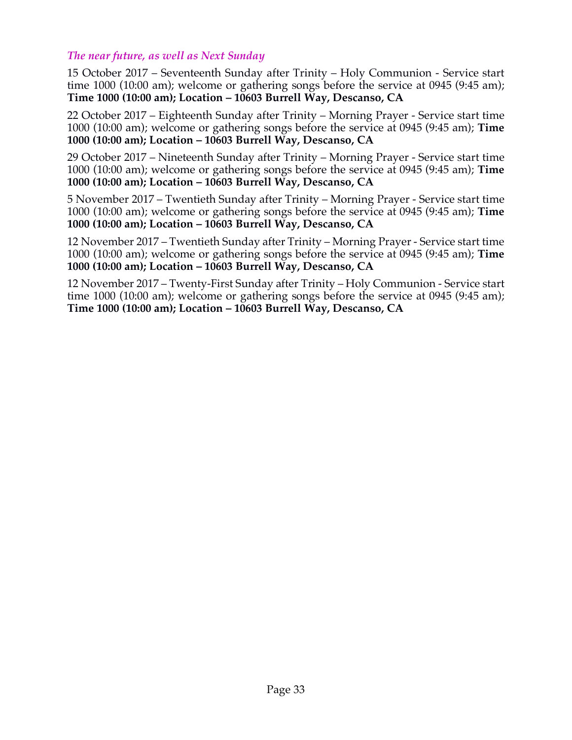*The near future, as well as Next Sunday*

15 October 2017 – Seventeenth Sunday after Trinity – Holy Communion - Service start time 1000 (10:00 am); welcome or gathering songs before the service at 0945 (9:45 am); **Time 1000 (10:00 am); Location – 10603 Burrell Way, Descanso, CA**

22 October 2017 – Eighteenth Sunday after Trinity – Morning Prayer - Service start time 1000 (10:00 am); welcome or gathering songs before the service at 0945 (9:45 am); **Time 1000 (10:00 am); Location – 10603 Burrell Way, Descanso, CA**

29 October 2017 – Nineteenth Sunday after Trinity – Morning Prayer - Service start time 1000 (10:00 am); welcome or gathering songs before the service at 0945 (9:45 am); **Time 1000 (10:00 am); Location – 10603 Burrell Way, Descanso, CA**

5 November 2017 – Twentieth Sunday after Trinity – Morning Prayer - Service start time 1000 (10:00 am); welcome or gathering songs before the service at 0945 (9:45 am); **Time 1000 (10:00 am); Location – 10603 Burrell Way, Descanso, CA**

12 November 2017 – Twentieth Sunday after Trinity – Morning Prayer - Service start time 1000 (10:00 am); welcome or gathering songs before the service at 0945 (9:45 am); **Time 1000 (10:00 am); Location – 10603 Burrell Way, Descanso, CA**

12 November 2017 – Twenty-First Sunday after Trinity – Holy Communion - Service start time 1000 (10:00 am); welcome or gathering songs before the service at 0945 (9:45 am); **Time 1000 (10:00 am); Location – 10603 Burrell Way, Descanso, CA**